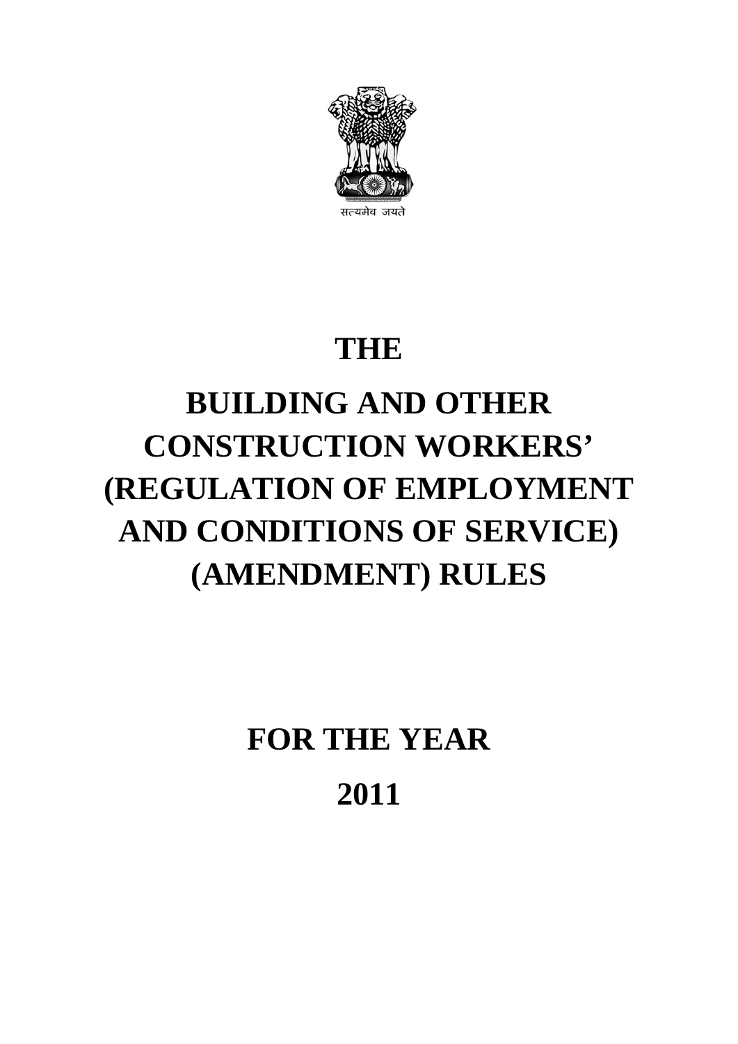सत्यमेव जयते

# THE

# BUILDING AND OTHER CONSTRUCTION WORKERS' (REGULATION OF EMPLOYMENT AND CONDITIONS OF SERVICE) (AMENDMENT) RULES

## FOR THE YEAR

## 2011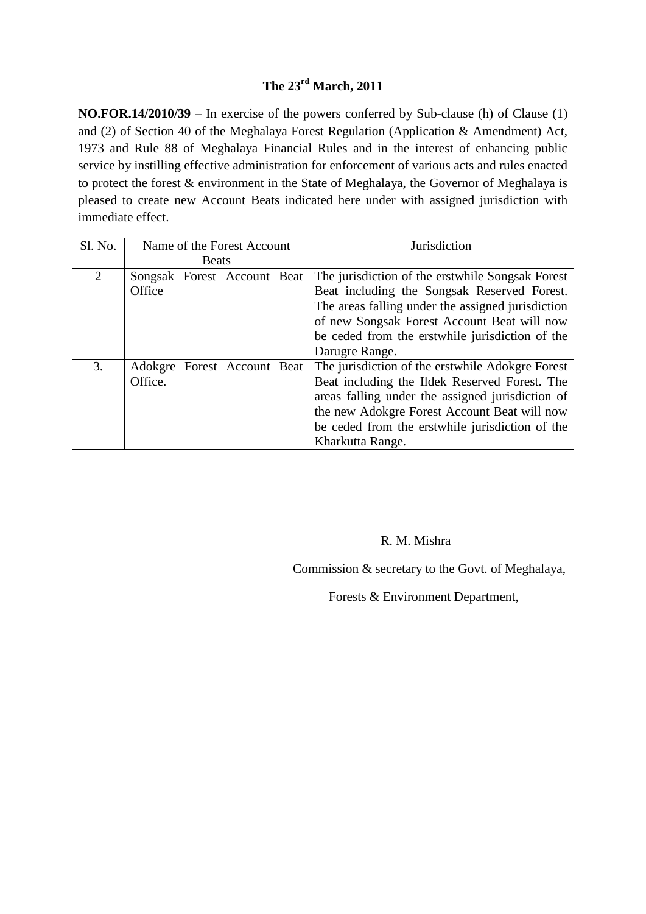**The 23rd March, 2011**

**NO.FOR.14/2010/39** – In exercise of the powers conferred by Sub-clause (h) of Clause (1) and (2) of Section 40 of the Meghalaya Forest Regulation (Application & Amendment) Act, 1973 and Rule 88 of Meghalaya Financial Rules and in the interest of enhancing public service by instilling effective administration for enforcement of various acts and rules enacted to protect the forest & environment in the State of Meghalaya, the Governor of Meghalaya is pleased to create new Account Beats indicated here under with assigned jurisdiction with immediate effect.

| Sl. No. | Name of the Forest Account Beats | Jurisdiction |
|---|---|---|
| 2 | Songsak Forest Account Beat Office | The jurisdiction of the erstwhile Songsak Forest Beat including the Songsak Reserved Forest. The areas falling under the assigned jurisdiction of new Songsak Forest Account Beat will now be ceded from the erstwhile jurisdiction of the Darugre Range. |
| 3. | Adokgre Forest Account Beat Office. | The jurisdiction of the erstwhile Adokgre Forest Beat including the Ildek Reserved Forest. The areas falling under the assigned jurisdiction of the new Adokgre Forest Account Beat will now be ceded from the erstwhile jurisdiction of the Kharkutta Range. |

R. M. Mishra

Commission & secretary to the Govt. of Meghalaya,

Forests & Environment Department,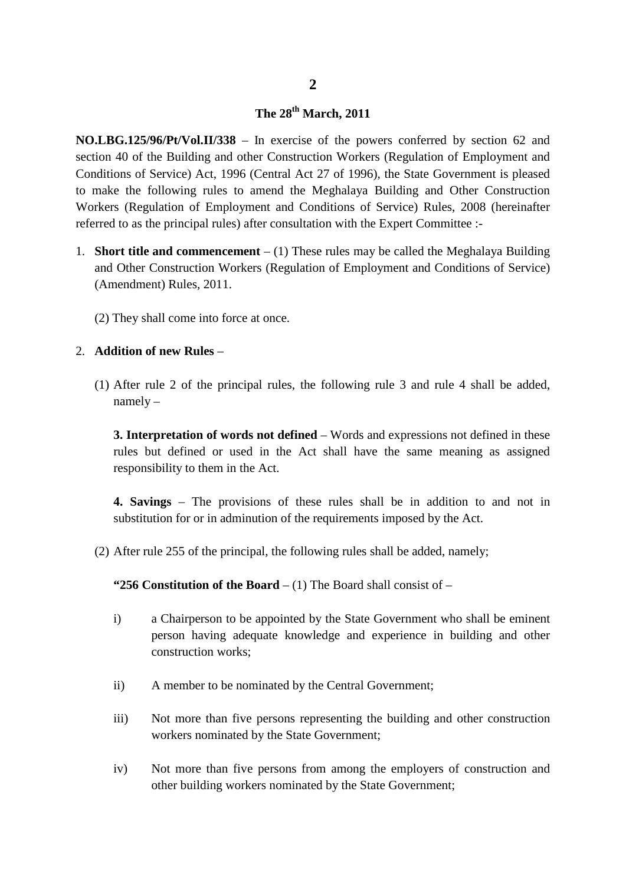**The 28th March, 2011**

**NO.LBG.125/96/Pt/Vol.II/338** – In exercise of the powers conferred by section 62 and section 40 of the Building and other Construction Workers (Regulation of Employment and Conditions of Service) Act, 1996 (Central Act 27 of 1996), the State Government is pleased to make the following rules to amend the Meghalaya Building and Other Construction Workers (Regulation of Employment and Conditions of Service) Rules, 2008 (hereinafter referred to as the principal rules) after consultation with the Expert Committee :-

1. **Short title and commencement** – (1) These rules may be called the Meghalaya Building and Other Construction Workers (Regulation of Employment and Conditions of Service) (Amendment) Rules, 2011.

   (2) They shall come into force at once.

2. **Addition of new Rules** –

   (1) After rule 2 of the principal rules, the following rule 3 and rule 4 shall be added, namely –

   **3. Interpretation of words not defined** – Words and expressions not defined in these rules but defined or used in the Act shall have the same meaning as assigned responsibility to them in the Act.

   **4. Savings** – The provisions of these rules shall be in addition to and not in substitution for or in adminution of the requirements imposed by the Act.

   (2) After rule 255 of the principal, the following rules shall be added, namely;

   **"256 Constitution of the Board** – (1) The Board shall consist of –

   i) a Chairperson to be appointed by the State Government who shall be eminent person having adequate knowledge and experience in building and other construction works;

   ii) A member to be nominated by the Central Government;

   iii) Not more than five persons representing the building and other construction workers nominated by the State Government;

   iv) Not more than five persons from among the employers of construction and other building workers nominated by the State Government;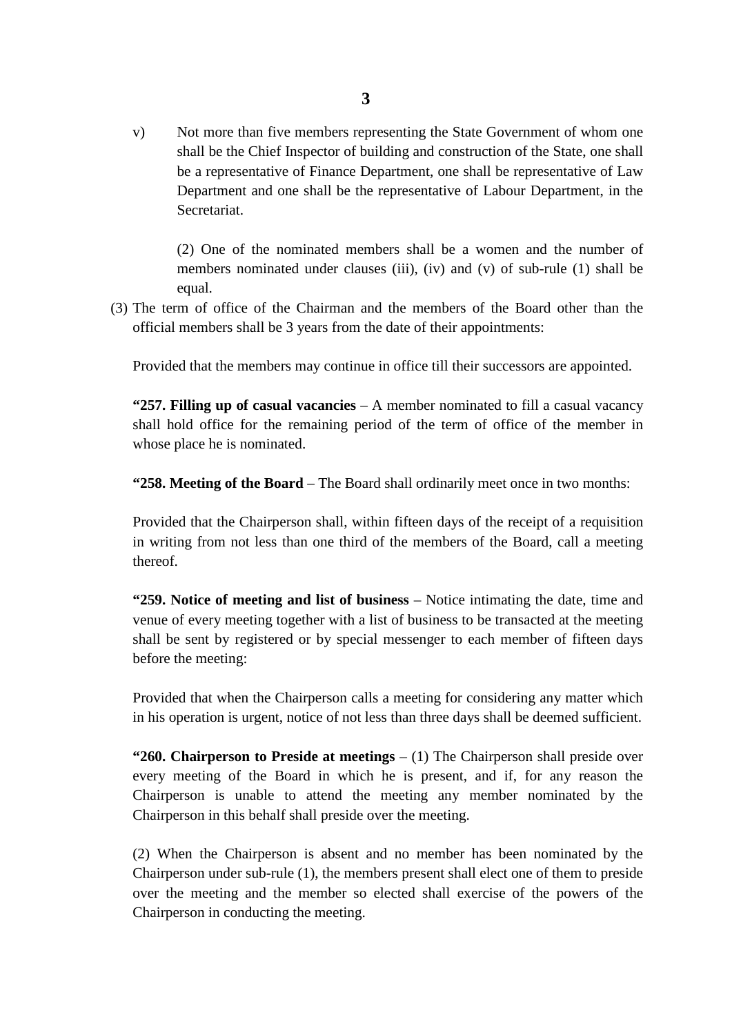v) Not more than five members representing the State Government of whom one shall be the Chief Inspector of building and construction of the State, one shall be a representative of Finance Department, one shall be representative of Law Department and one shall be the representative of Labour Department, in the Secretariat.

(2) One of the nominated members shall be a women and the number of members nominated under clauses (iii), (iv) and (v) of sub-rule (1) shall be equal.

(3) The term of office of the Chairman and the members of the Board other than the official members shall be 3 years from the date of their appointments:

Provided that the members may continue in office till their successors are appointed.

**"257. Filling up of casual vacancies** – A member nominated to fill a casual vacancy shall hold office for the remaining period of the term of office of the member in whose place he is nominated.

**"258. Meeting of the Board** – The Board shall ordinarily meet once in two months:

Provided that the Chairperson shall, within fifteen days of the receipt of a requisition in writing from not less than one third of the members of the Board, call a meeting thereof.

**"259. Notice of meeting and list of business** – Notice intimating the date, time and venue of every meeting together with a list of business to be transacted at the meeting shall be sent by registered or by special messenger to each member of fifteen days before the meeting:

Provided that when the Chairperson calls a meeting for considering any matter which in his operation is urgent, notice of not less than three days shall be deemed sufficient.

**"260. Chairperson to Preside at meetings** – (1) The Chairperson shall preside over every meeting of the Board in which he is present, and if, for any reason the Chairperson is unable to attend the meeting any member nominated by the Chairperson in this behalf shall preside over the meeting.

(2) When the Chairperson is absent and no member has been nominated by the Chairperson under sub-rule (1), the members present shall elect one of them to preside over the meeting and the member so elected shall exercise of the powers of the Chairperson in conducting the meeting.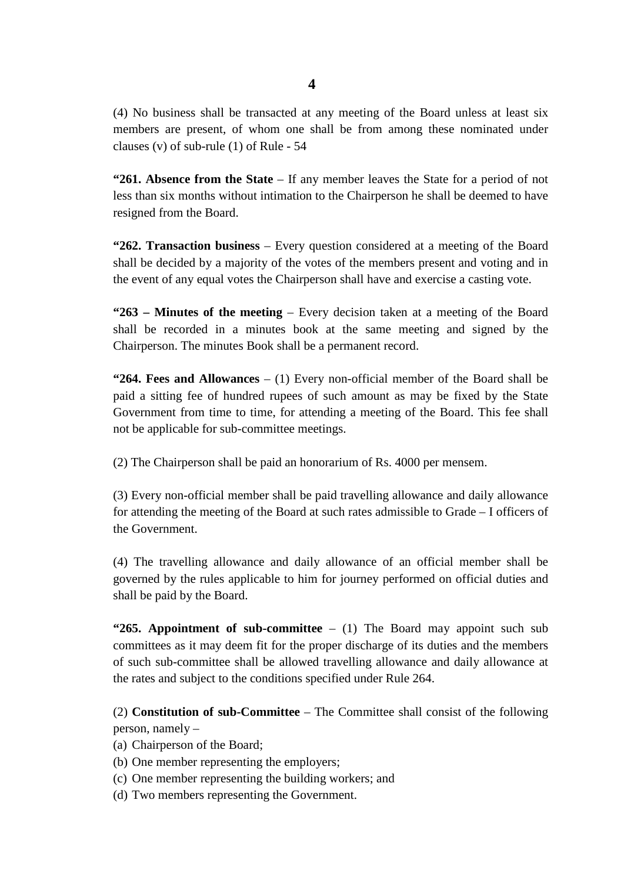(4) No business shall be transacted at any meeting of the Board unless at least six members are present, of whom one shall be from among these nominated under clauses (v) of sub-rule (1) of Rule - 54

**"261. Absence from the State** – If any member leaves the State for a period of not less than six months without intimation to the Chairperson he shall be deemed to have resigned from the Board.

**"262. Transaction business** – Every question considered at a meeting of the Board shall be decided by a majority of the votes of the members present and voting and in the event of any equal votes the Chairperson shall have and exercise a casting vote.

**"263 – Minutes of the meeting** – Every decision taken at a meeting of the Board shall be recorded in a minutes book at the same meeting and signed by the Chairperson. The minutes Book shall be a permanent record.

**"264. Fees and Allowances** – (1) Every non-official member of the Board shall be paid a sitting fee of hundred rupees of such amount as may be fixed by the State Government from time to time, for attending a meeting of the Board. This fee shall not be applicable for sub-committee meetings.

(2) The Chairperson shall be paid an honorarium of Rs. 4000 per mensem.

(3) Every non-official member shall be paid travelling allowance and daily allowance for attending the meeting of the Board at such rates admissible to Grade – I officers of the Government.

(4) The travelling allowance and daily allowance of an official member shall be governed by the rules applicable to him for journey performed on official duties and shall be paid by the Board.

**"265. Appointment of sub-committee** – (1) The Board may appoint such sub committees as it may deem fit for the proper discharge of its duties and the members of such sub-committee shall be allowed travelling allowance and daily allowance at the rates and subject to the conditions specified under Rule 264.

(2) **Constitution of sub-Committee** – The Committee shall consist of the following person, namely –

(a) Chairperson of the Board;
(b) One member representing the employers;
(c) One member representing the building workers; and
(d) Two members representing the Government.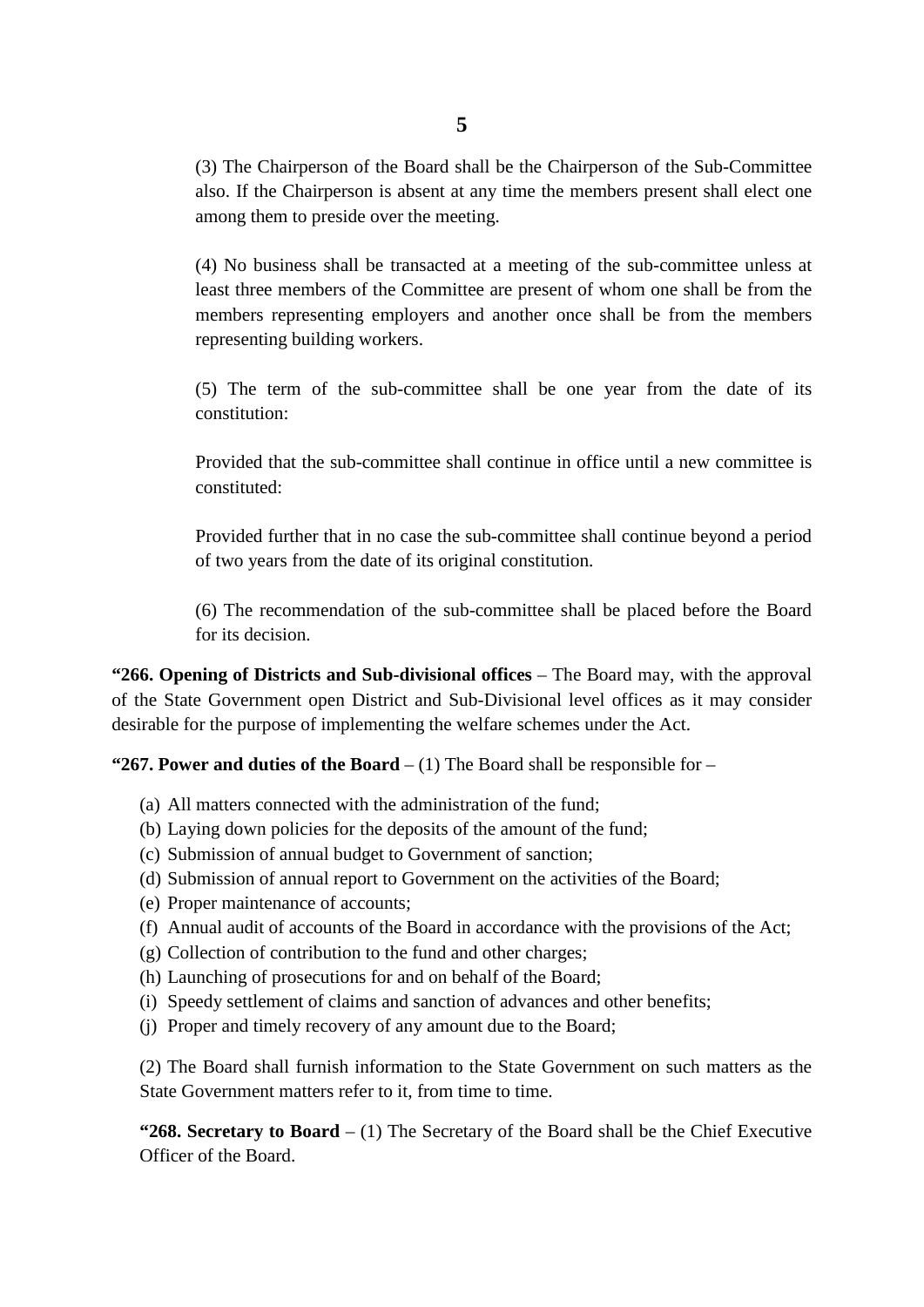(3) The Chairperson of the Board shall be the Chairperson of the Sub-Committee also. If the Chairperson is absent at any time the members present shall elect one among them to preside over the meeting.

(4) No business shall be transacted at a meeting of the sub-committee unless at least three members of the Committee are present of whom one shall be from the members representing employers and another once shall be from the members representing building workers.

(5) The term of the sub-committee shall be one year from the date of its constitution:

Provided that the sub-committee shall continue in office until a new committee is constituted:

Provided further that in no case the sub-committee shall continue beyond a period of two years from the date of its original constitution.

(6) The recommendation of the sub-committee shall be placed before the Board for its decision.

**"266. Opening of Districts and Sub-divisional offices** – The Board may, with the approval of the State Government open District and Sub-Divisional level offices as it may consider desirable for the purpose of implementing the welfare schemes under the Act.

**"267. Power and duties of the Board** – (1) The Board shall be responsible for –

(a) All matters connected with the administration of the fund;
(b) Laying down policies for the deposits of the amount of the fund;
(c) Submission of annual budget to Government of sanction;
(d) Submission of annual report to Government on the activities of the Board;
(e) Proper maintenance of accounts;
(f) Annual audit of accounts of the Board in accordance with the provisions of the Act;
(g) Collection of contribution to the fund and other charges;
(h) Launching of prosecutions for and on behalf of the Board;
(i) Speedy settlement of claims and sanction of advances and other benefits;
(j) Proper and timely recovery of any amount due to the Board;

(2) The Board shall furnish information to the State Government on such matters as the State Government matters refer to it, from time to time.

**"268. Secretary to Board** – (1) The Secretary of the Board shall be the Chief Executive Officer of the Board.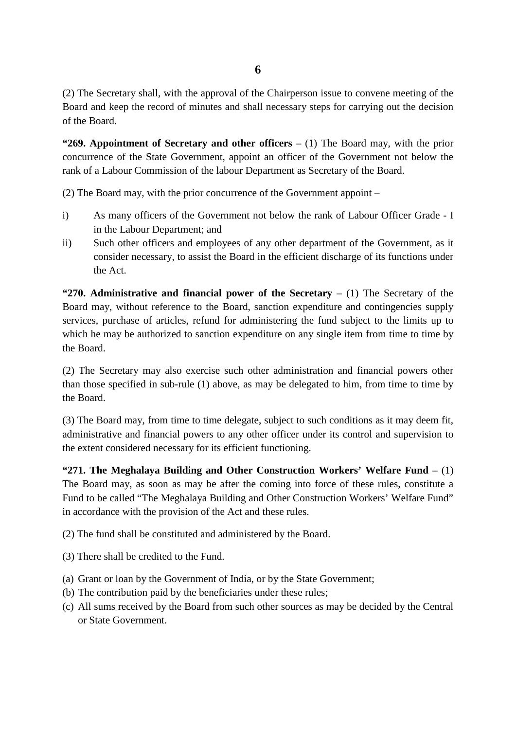(2) The Secretary shall, with the approval of the Chairperson issue to convene meeting of the Board and keep the record of minutes and shall necessary steps for carrying out the decision of the Board.

**"269. Appointment of Secretary and other officers** – (1) The Board may, with the prior concurrence of the State Government, appoint an officer of the Government not below the rank of a Labour Commission of the labour Department as Secretary of the Board.

(2) The Board may, with the prior concurrence of the Government appoint –

i) As many officers of the Government not below the rank of Labour Officer Grade - I in the Labour Department; and

ii) Such other officers and employees of any other department of the Government, as it consider necessary, to assist the Board in the efficient discharge of its functions under the Act.

**"270. Administrative and financial power of the Secretary** – (1) The Secretary of the Board may, without reference to the Board, sanction expenditure and contingencies supply services, purchase of articles, refund for administering the fund subject to the limits up to which he may be authorized to sanction expenditure on any single item from time to time by the Board.

(2) The Secretary may also exercise such other administration and financial powers other than those specified in sub-rule (1) above, as may be delegated to him, from time to time by the Board.

(3) The Board may, from time to time delegate, subject to such conditions as it may deem fit, administrative and financial powers to any other officer under its control and supervision to the extent considered necessary for its efficient functioning.

**"271. The Meghalaya Building and Other Construction Workers' Welfare Fund** – (1) The Board may, as soon as may be after the coming into force of these rules, constitute a Fund to be called "The Meghalaya Building and Other Construction Workers' Welfare Fund" in accordance with the provision of the Act and these rules.

(2) The fund shall be constituted and administered by the Board.

(3) There shall be credited to the Fund.

(a) Grant or loan by the Government of India, or by the State Government;
(b) The contribution paid by the beneficiaries under these rules;
(c) All sums received by the Board from such other sources as may be decided by the Central or State Government.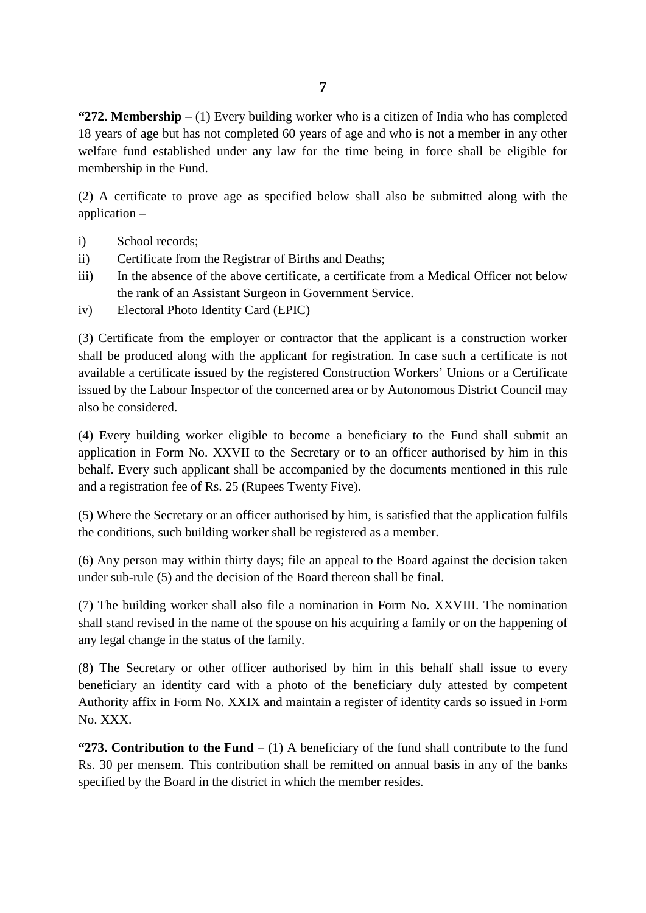**"272. Membership** – (1) Every building worker who is a citizen of India who has completed 18 years of age but has not completed 60 years of age and who is not a member in any other welfare fund established under any law for the time being in force shall be eligible for membership in the Fund.

(2) A certificate to prove age as specified below shall also be submitted along with the application –

i) School records;
ii) Certificate from the Registrar of Births and Deaths;
iii) In the absence of the above certificate, a certificate from a Medical Officer not below the rank of an Assistant Surgeon in Government Service.
iv) Electoral Photo Identity Card (EPIC)

(3) Certificate from the employer or contractor that the applicant is a construction worker shall be produced along with the applicant for registration. In case such a certificate is not available a certificate issued by the registered Construction Workers' Unions or a Certificate issued by the Labour Inspector of the concerned area or by Autonomous District Council may also be considered.

(4) Every building worker eligible to become a beneficiary to the Fund shall submit an application in Form No. XXVII to the Secretary or to an officer authorised by him in this behalf. Every such applicant shall be accompanied by the documents mentioned in this rule and a registration fee of Rs. 25 (Rupees Twenty Five).

(5) Where the Secretary or an officer authorised by him, is satisfied that the application fulfils the conditions, such building worker shall be registered as a member.

(6) Any person may within thirty days; file an appeal to the Board against the decision taken under sub-rule (5) and the decision of the Board thereon shall be final.

(7) The building worker shall also file a nomination in Form No. XXVIII. The nomination shall stand revised in the name of the spouse on his acquiring a family or on the happening of any legal change in the status of the family.

(8) The Secretary or other officer authorised by him in this behalf shall issue to every beneficiary an identity card with a photo of the beneficiary duly attested by competent Authority affix in Form No. XXIX and maintain a register of identity cards so issued in Form No. XXX.

**"273. Contribution to the Fund** – (1) A beneficiary of the fund shall contribute to the fund Rs. 30 per mensem. This contribution shall be remitted on annual basis in any of the banks specified by the Board in the district in which the member resides.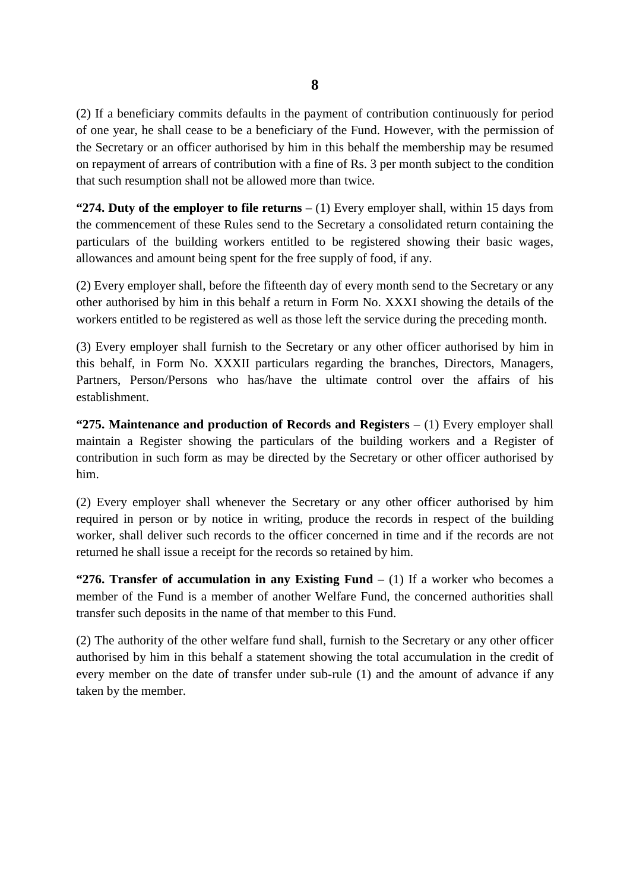(2) If a beneficiary commits defaults in the payment of contribution continuously for period of one year, he shall cease to be a beneficiary of the Fund. However, with the permission of the Secretary or an officer authorised by him in this behalf the membership may be resumed on repayment of arrears of contribution with a fine of Rs. 3 per month subject to the condition that such resumption shall not be allowed more than twice.

**"274. Duty of the employer to file returns** – (1) Every employer shall, within 15 days from the commencement of these Rules send to the Secretary a consolidated return containing the particulars of the building workers entitled to be registered showing their basic wages, allowances and amount being spent for the free supply of food, if any.

(2) Every employer shall, before the fifteenth day of every month send to the Secretary or any other authorised by him in this behalf a return in Form No. XXXI showing the details of the workers entitled to be registered as well as those left the service during the preceding month.

(3) Every employer shall furnish to the Secretary or any other officer authorised by him in this behalf, in Form No. XXXII particulars regarding the branches, Directors, Managers, Partners, Person/Persons who has/have the ultimate control over the affairs of his establishment.

**"275. Maintenance and production of Records and Registers** – (1) Every employer shall maintain a Register showing the particulars of the building workers and a Register of contribution in such form as may be directed by the Secretary or other officer authorised by him.

(2) Every employer shall whenever the Secretary or any other officer authorised by him required in person or by notice in writing, produce the records in respect of the building worker, shall deliver such records to the officer concerned in time and if the records are not returned he shall issue a receipt for the records so retained by him.

**"276. Transfer of accumulation in any Existing Fund** – (1) If a worker who becomes a member of the Fund is a member of another Welfare Fund, the concerned authorities shall transfer such deposits in the name of that member to this Fund.

(2) The authority of the other welfare fund shall, furnish to the Secretary or any other officer authorised by him in this behalf a statement showing the total accumulation in the credit of every member on the date of transfer under sub-rule (1) and the amount of advance if any taken by the member.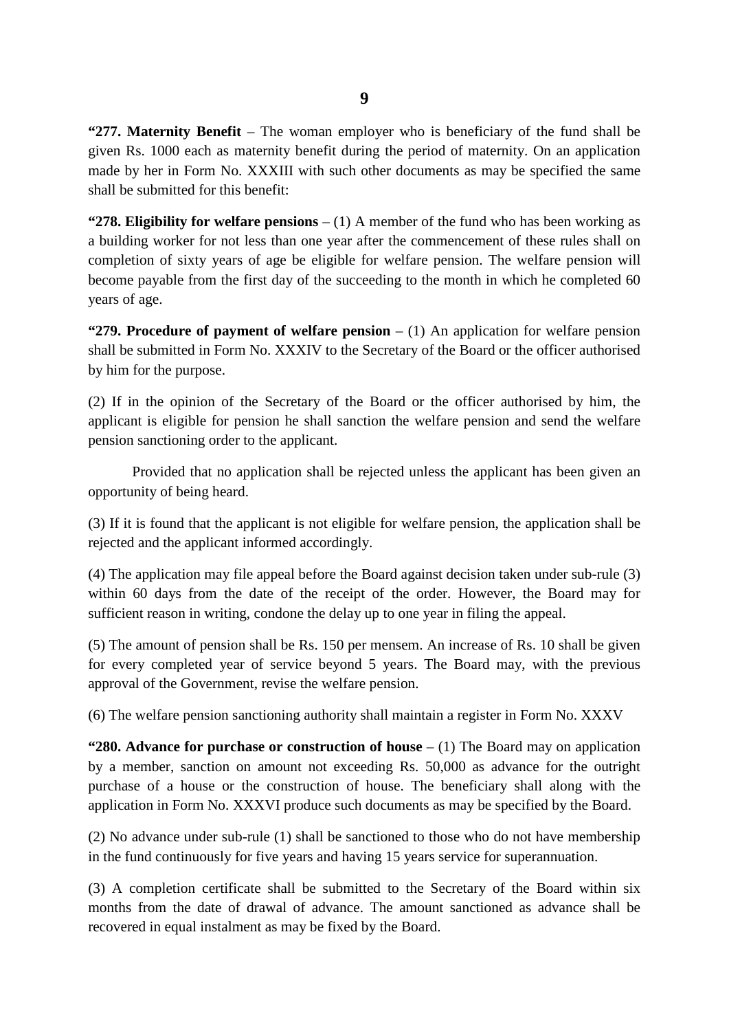**“277. Maternity Benefit** – The woman employer who is beneficiary of the fund shall be given Rs. 1000 each as maternity benefit during the period of maternity. On an application made by her in Form No. XXXIII with such other documents as may be specified the same shall be submitted for this benefit:

**“278. Eligibility for welfare pensions** – (1) A member of the fund who has been working as a building worker for not less than one year after the commencement of these rules shall on completion of sixty years of age be eligible for welfare pension. The welfare pension will become payable from the first day of the succeeding to the month in which he completed 60 years of age.

**“279. Procedure of payment of welfare pension** – (1) An application for welfare pension shall be submitted in Form No. XXXIV to the Secretary of the Board or the officer authorised by him for the purpose.

(2) If in the opinion of the Secretary of the Board or the officer authorised by him, the applicant is eligible for pension he shall sanction the welfare pension and send the welfare pension sanctioning order to the applicant.

Provided that no application shall be rejected unless the applicant has been given an opportunity of being heard.

(3) If it is found that the applicant is not eligible for welfare pension, the application shall be rejected and the applicant informed accordingly.

(4) The application may file appeal before the Board against decision taken under sub-rule (3) within 60 days from the date of the receipt of the order. However, the Board may for sufficient reason in writing, condone the delay up to one year in filing the appeal.

(5) The amount of pension shall be Rs. 150 per mensem. An increase of Rs. 10 shall be given for every completed year of service beyond 5 years. The Board may, with the previous approval of the Government, revise the welfare pension.

(6) The welfare pension sanctioning authority shall maintain a register in Form No. XXXV

**“280. Advance for purchase or construction of house** – (1) The Board may on application by a member, sanction on amount not exceeding Rs. 50,000 as advance for the outright purchase of a house or the construction of house. The beneficiary shall along with the application in Form No. XXXVI produce such documents as may be specified by the Board.

(2) No advance under sub-rule (1) shall be sanctioned to those who do not have membership in the fund continuously for five years and having 15 years service for superannuation.

(3) A completion certificate shall be submitted to the Secretary of the Board within six months from the date of drawal of advance. The amount sanctioned as advance shall be recovered in equal instalment as may be fixed by the Board.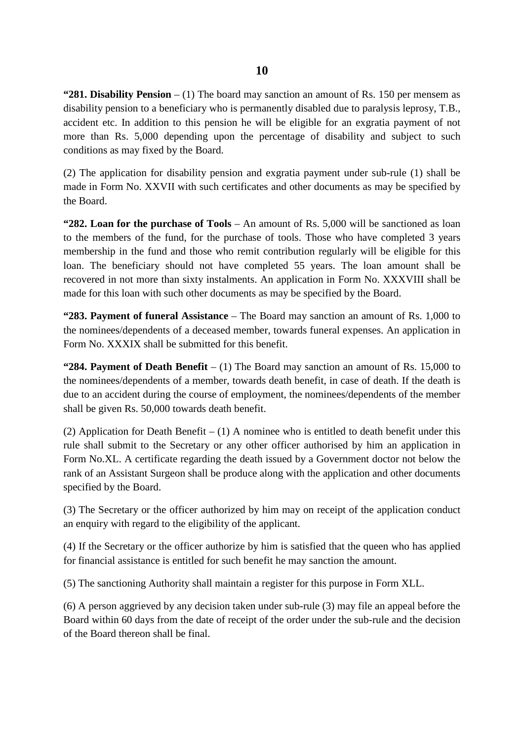**"281. Disability Pension** – (1) The board may sanction an amount of Rs. 150 per mensem as disability pension to a beneficiary who is permanently disabled due to paralysis leprosy, T.B., accident etc. In addition to this pension he will be eligible for an exgratia payment of not more than Rs. 5,000 depending upon the percentage of disability and subject to such conditions as may fixed by the Board.

(2) The application for disability pension and exgratia payment under sub-rule (1) shall be made in Form No. XXVII with such certificates and other documents as may be specified by the Board.

**"282. Loan for the purchase of Tools** – An amount of Rs. 5,000 will be sanctioned as loan to the members of the fund, for the purchase of tools. Those who have completed 3 years membership in the fund and those who remit contribution regularly will be eligible for this loan. The beneficiary should not have completed 55 years. The loan amount shall be recovered in not more than sixty instalments. An application in Form No. XXXVIII shall be made for this loan with such other documents as may be specified by the Board.

**"283. Payment of funeral Assistance** – The Board may sanction an amount of Rs. 1,000 to the nominees/dependents of a deceased member, towards funeral expenses. An application in Form No. XXXIX shall be submitted for this benefit.

**"284. Payment of Death Benefit** – (1) The Board may sanction an amount of Rs. 15,000 to the nominees/dependents of a member, towards death benefit, in case of death. If the death is due to an accident during the course of employment, the nominees/dependents of the member shall be given Rs. 50,000 towards death benefit.

(2) Application for Death Benefit – (1) A nominee who is entitled to death benefit under this rule shall submit to the Secretary or any other officer authorised by him an application in Form No.XL. A certificate regarding the death issued by a Government doctor not below the rank of an Assistant Surgeon shall be produce along with the application and other documents specified by the Board.

(3) The Secretary or the officer authorized by him may on receipt of the application conduct an enquiry with regard to the eligibility of the applicant.

(4) If the Secretary or the officer authorize by him is satisfied that the queen who has applied for financial assistance is entitled for such benefit he may sanction the amount.

(5) The sanctioning Authority shall maintain a register for this purpose in Form XLL.

(6) A person aggrieved by any decision taken under sub-rule (3) may file an appeal before the Board within 60 days from the date of receipt of the order under the sub-rule and the decision of the Board thereon shall be final.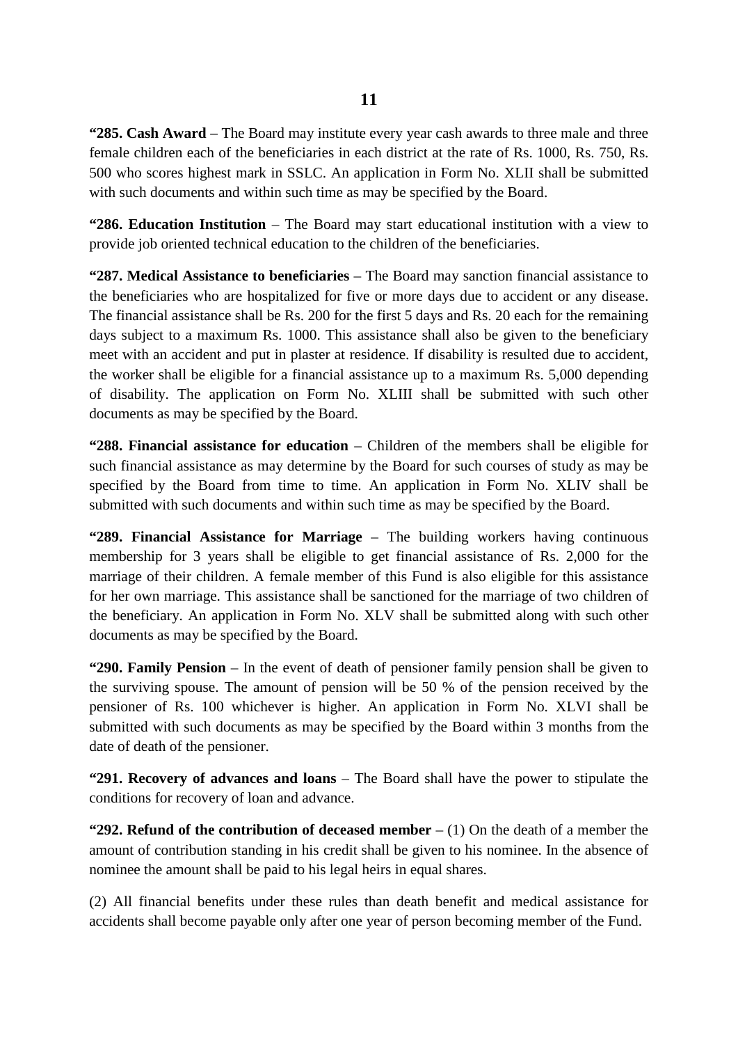**“285. Cash Award** – The Board may institute every year cash awards to three male and three female children each of the beneficiaries in each district at the rate of Rs. 1000, Rs. 750, Rs. 500 who scores highest mark in SSLC. An application in Form No. XLII shall be submitted with such documents and within such time as may be specified by the Board.

**“286. Education Institution** – The Board may start educational institution with a view to provide job oriented technical education to the children of the beneficiaries.

**“287. Medical Assistance to beneficiaries** – The Board may sanction financial assistance to the beneficiaries who are hospitalized for five or more days due to accident or any disease. The financial assistance shall be Rs. 200 for the first 5 days and Rs. 20 each for the remaining days subject to a maximum Rs. 1000. This assistance shall also be given to the beneficiary meet with an accident and put in plaster at residence. If disability is resulted due to accident, the worker shall be eligible for a financial assistance up to a maximum Rs. 5,000 depending of disability. The application on Form No. XLIII shall be submitted with such other documents as may be specified by the Board.

**“288. Financial assistance for education** – Children of the members shall be eligible for such financial assistance as may determine by the Board for such courses of study as may be specified by the Board from time to time. An application in Form No. XLIV shall be submitted with such documents and within such time as may be specified by the Board.

**“289. Financial Assistance for Marriage** – The building workers having continuous membership for 3 years shall be eligible to get financial assistance of Rs. 2,000 for the marriage of their children. A female member of this Fund is also eligible for this assistance for her own marriage. This assistance shall be sanctioned for the marriage of two children of the beneficiary. An application in Form No. XLV shall be submitted along with such other documents as may be specified by the Board.

**“290. Family Pension** – In the event of death of pensioner family pension shall be given to the surviving spouse. The amount of pension will be 50 % of the pension received by the pensioner of Rs. 100 whichever is higher. An application in Form No. XLVI shall be submitted with such documents as may be specified by the Board within 3 months from the date of death of the pensioner.

**“291. Recovery of advances and loans** – The Board shall have the power to stipulate the conditions for recovery of loan and advance.

**“292. Refund of the contribution of deceased member** – (1) On the death of a member the amount of contribution standing in his credit shall be given to his nominee. In the absence of nominee the amount shall be paid to his legal heirs in equal shares.

(2) All financial benefits under these rules than death benefit and medical assistance for accidents shall become payable only after one year of person becoming member of the Fund.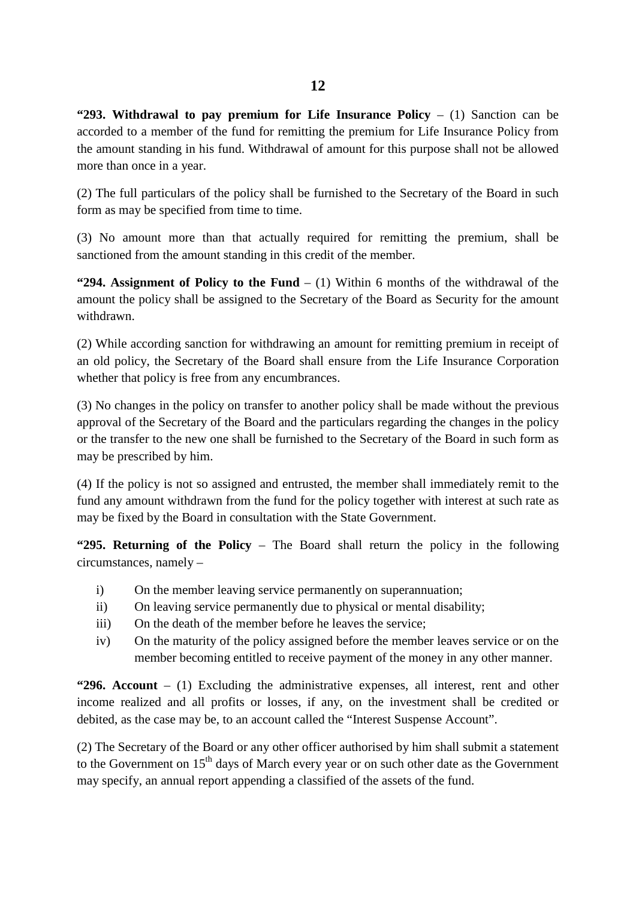**"293. Withdrawal to pay premium for Life Insurance Policy** – (1) Sanction can be accorded to a member of the fund for remitting the premium for Life Insurance Policy from the amount standing in his fund. Withdrawal of amount for this purpose shall not be allowed more than once in a year.

(2) The full particulars of the policy shall be furnished to the Secretary of the Board in such form as may be specified from time to time.

(3) No amount more than that actually required for remitting the premium, shall be sanctioned from the amount standing in this credit of the member.

**"294. Assignment of Policy to the Fund** – (1) Within 6 months of the withdrawal of the amount the policy shall be assigned to the Secretary of the Board as Security for the amount withdrawn.

(2) While according sanction for withdrawing an amount for remitting premium in receipt of an old policy, the Secretary of the Board shall ensure from the Life Insurance Corporation whether that policy is free from any encumbrances.

(3) No changes in the policy on transfer to another policy shall be made without the previous approval of the Secretary of the Board and the particulars regarding the changes in the policy or the transfer to the new one shall be furnished to the Secretary of the Board in such form as may be prescribed by him.

(4) If the policy is not so assigned and entrusted, the member shall immediately remit to the fund any amount withdrawn from the fund for the policy together with interest at such rate as may be fixed by the Board in consultation with the State Government.

**"295. Returning of the Policy** – The Board shall return the policy in the following circumstances, namely –

i) On the member leaving service permanently on superannuation;
ii) On leaving service permanently due to physical or mental disability;
iii) On the death of the member before he leaves the service;
iv) On the maturity of the policy assigned before the member leaves service or on the member becoming entitled to receive payment of the money in any other manner.

**"296. Account** – (1) Excluding the administrative expenses, all interest, rent and other income realized and all profits or losses, if any, on the investment shall be credited or debited, as the case may be, to an account called the "Interest Suspense Account".

(2) The Secretary of the Board or any other officer authorised by him shall submit a statement to the Government on 15th days of March every year or on such other date as the Government may specify, an annual report appending a classified of the assets of the fund.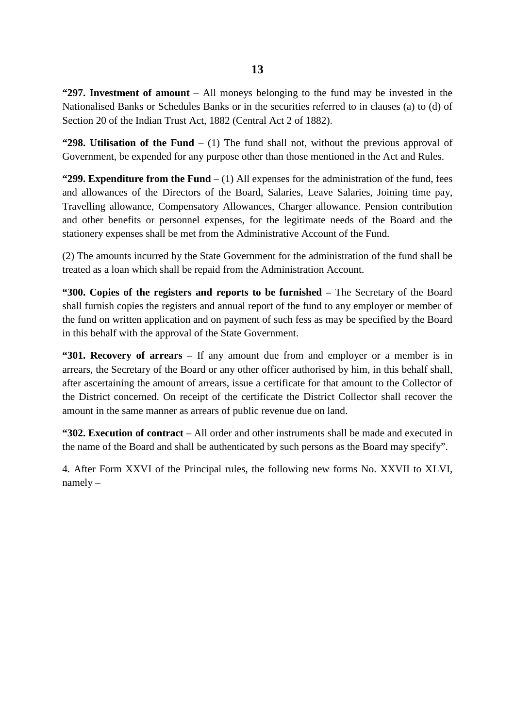**"297. Investment of amount** – All moneys belonging to the fund may be invested in the Nationalised Banks or Schedules Banks or in the securities referred to in clauses (a) to (d) of Section 20 of the Indian Trust Act, 1882 (Central Act 2 of 1882).

**"298. Utilisation of the Fund** – (1) The fund shall not, without the previous approval of Government, be expended for any purpose other than those mentioned in the Act and Rules.

**"299. Expenditure from the Fund** – (1) All expenses for the administration of the fund, fees and allowances of the Directors of the Board, Salaries, Leave Salaries, Joining time pay, Travelling allowance, Compensatory Allowances, Charger allowance. Pension contribution and other benefits or personnel expenses, for the legitimate needs of the Board and the stationery expenses shall be met from the Administrative Account of the Fund.

(2) The amounts incurred by the State Government for the administration of the fund shall be treated as a loan which shall be repaid from the Administration Account.

**"300. Copies of the registers and reports to be furnished** – The Secretary of the Board shall furnish copies the registers and annual report of the fund to any employer or member of the fund on written application and on payment of such fess as may be specified by the Board in this behalf with the approval of the State Government.

**"301. Recovery of arrears** – If any amount due from and employer or a member is in arrears, the Secretary of the Board or any other officer authorised by him, in this behalf shall, after ascertaining the amount of arrears, issue a certificate for that amount to the Collector of the District concerned. On receipt of the certificate the District Collector shall recover the amount in the same manner as arrears of public revenue due on land.

**"302. Execution of contract** – All order and other instruments shall be made and executed in the name of the Board and shall be authenticated by such persons as the Board may specify".

4. After Form XXVI of the Principal rules, the following new forms No. XXVII to XLVI, namely –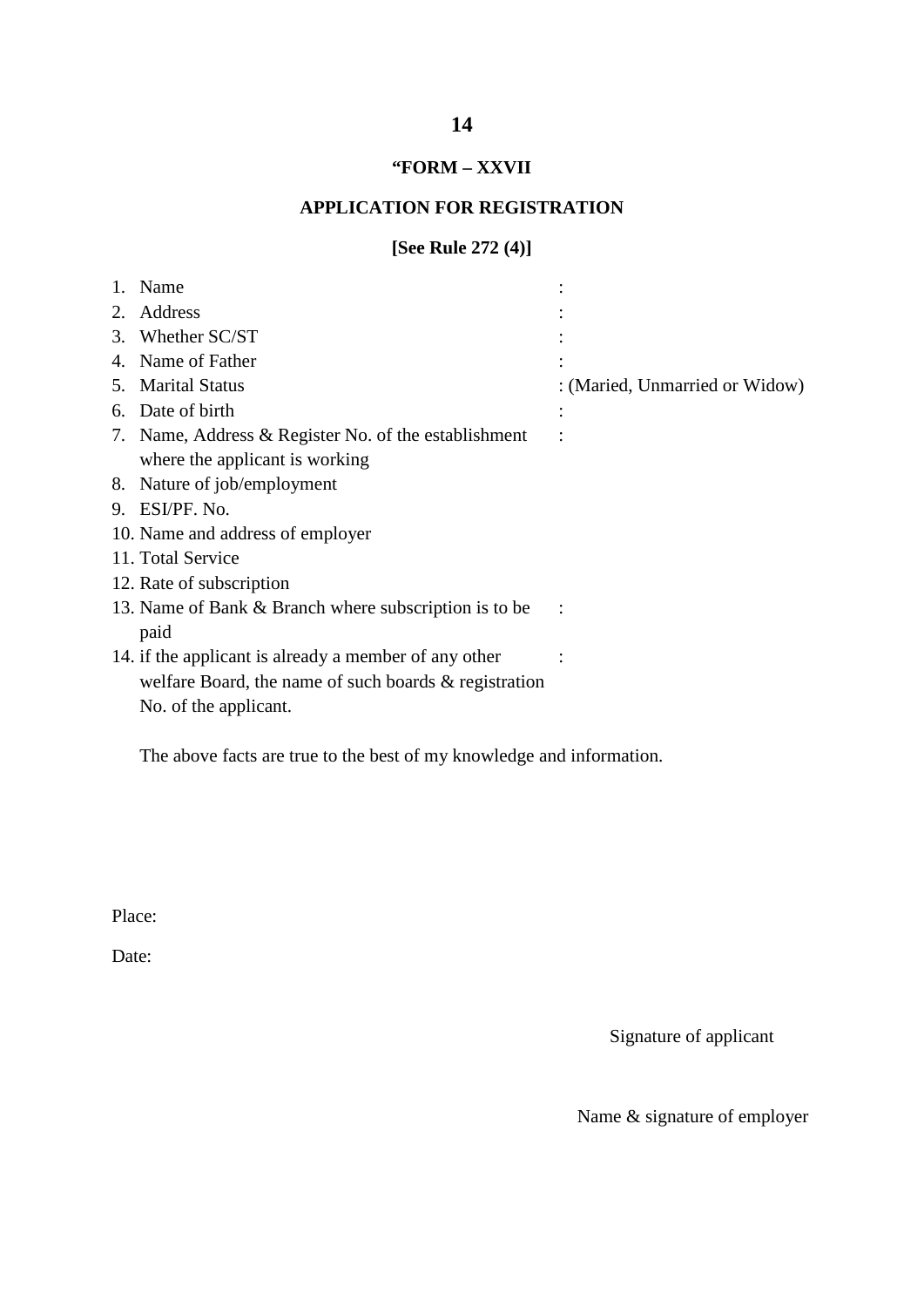**“FORM – XXVII**

**APPLICATION FOR REGISTRATION**

**[See Rule 272 (4)]**

1. Name :
2. Address :
3. Whether SC/ST :
4. Name of Father :
5. Marital Status : (Maried, Unmarried or Widow)
6. Date of birth :
7. Name, Address & Register No. of the establishment where the applicant is working :
8. Nature of job/employment
9. ESI/PF. No.
10. Name and address of employer
11. Total Service
12. Rate of subscription
13. Name of Bank & Branch where subscription is to be paid :
14. if the applicant is already a member of any other welfare Board, the name of such boards & registration No. of the applicant. :

The above facts are true to the best of my knowledge and information.

Place:

Date:

Signature of applicant

Name & signature of employer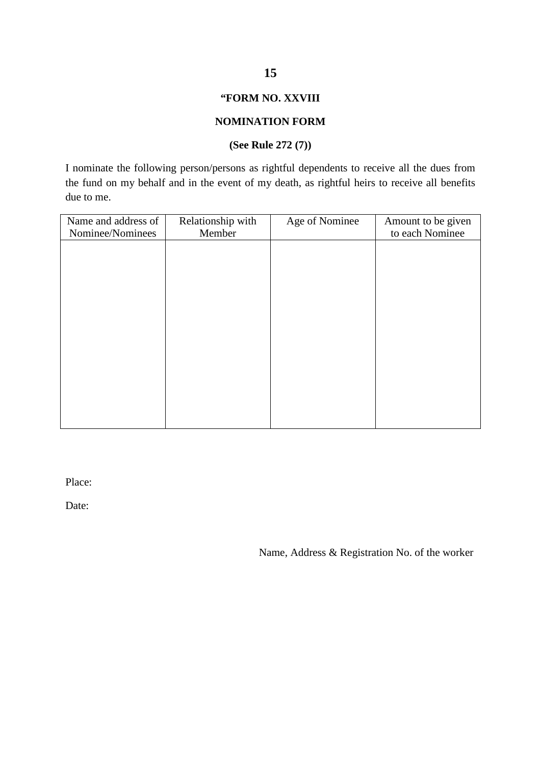**“FORM NO. XXVIII**

**NOMINATION FORM**

**(See Rule 272 (7))**

I nominate the following person/persons as rightful dependents to receive all the dues from the fund on my behalf and in the event of my death, as rightful heirs to receive all benefits due to me.

| Name and address of Nominee/Nominees | Relationship with Member | Age of Nominee | Amount to be given to each Nominee |
|---|---|---|---|
| | | | |

Place:

Date:

Name, Address & Registration No. of the worker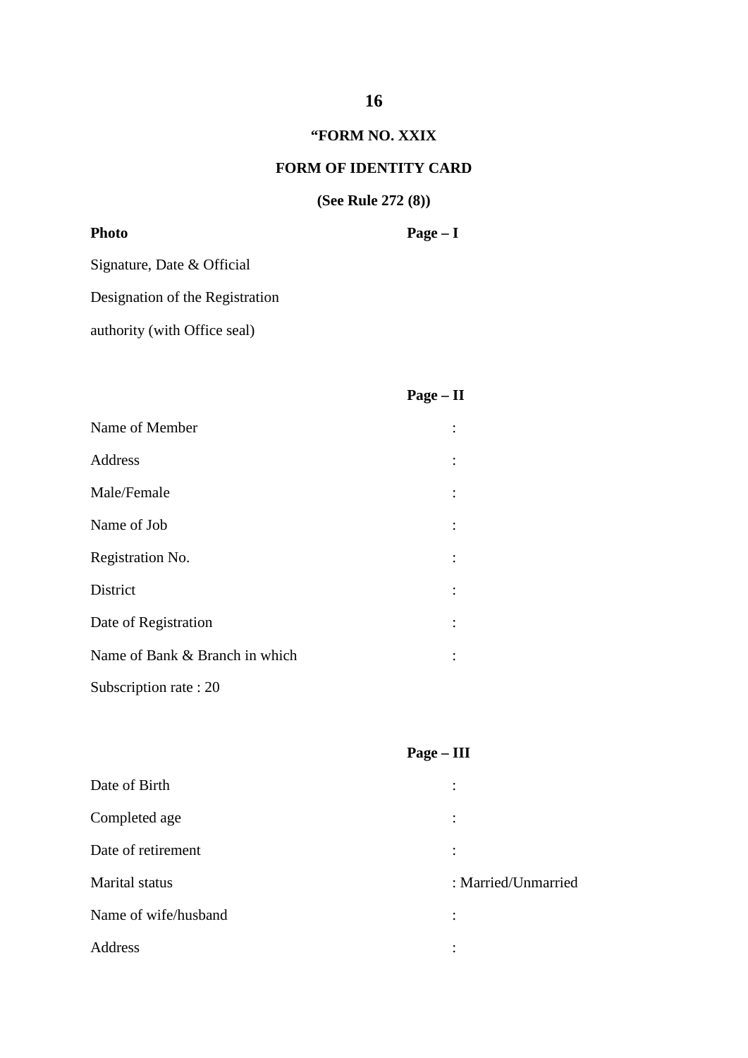**“FORM NO. XXIX**

**FORM OF IDENTITY CARD**

**(See Rule 272 (8))**

**Photo** **Page – I**

Signature, Date & Official

Designation of the Registration

authority (with Office seal)

**Page – II**

Name of Member :

Address :

Male/Female :

Name of Job :

Registration No. :

District :

Date of Registration :

Name of Bank & Branch in which :

Subscription rate : 20

**Page – III**

Date of Birth :

Completed age :

Date of retirement :

Marital status : Married/Unmarried

Name of wife/husband :

Address :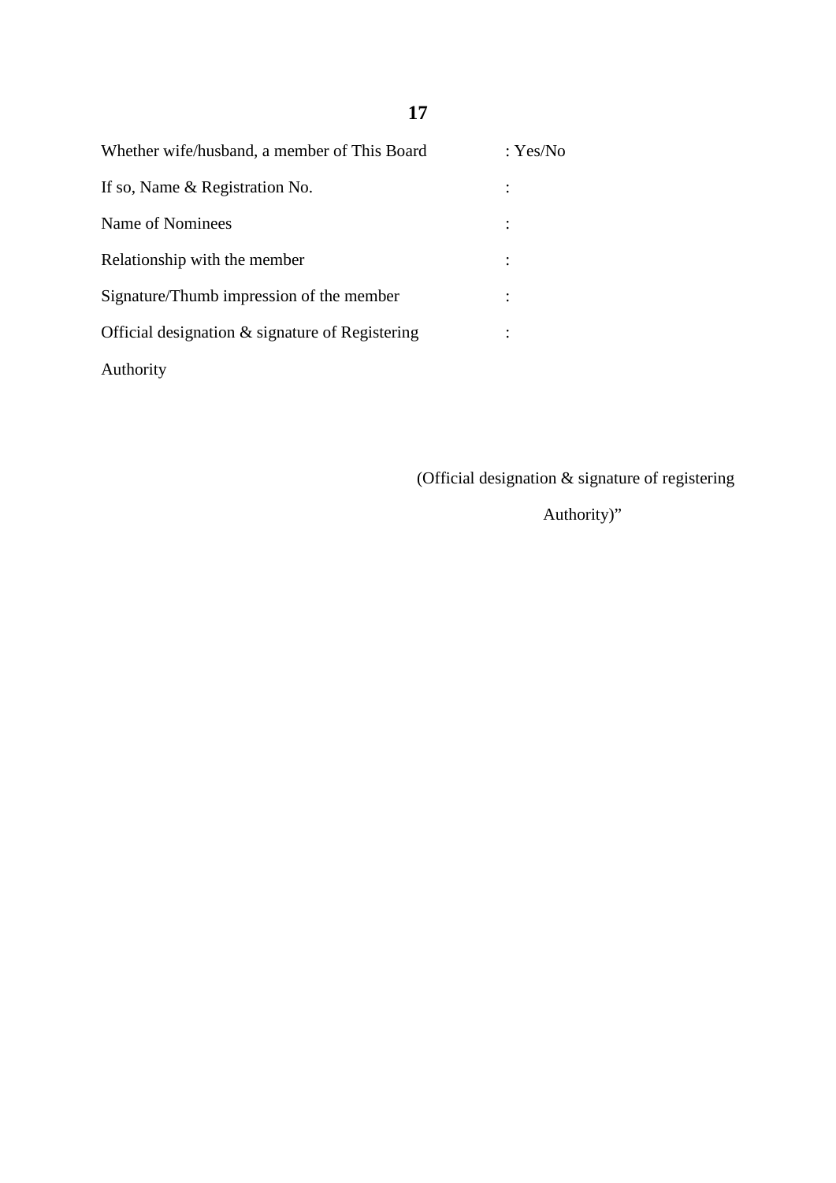| | |
|---|---|
| Whether wife/husband, a member of This Board | : Yes/No |
| If so, Name & Registration No. | : |
| Name of Nominees | : |
| Relationship with the member | : |
| Signature/Thumb impression of the member | : |
| Official designation & signature of Registering Authority | : |

(Official designation & signature of registering Authority)”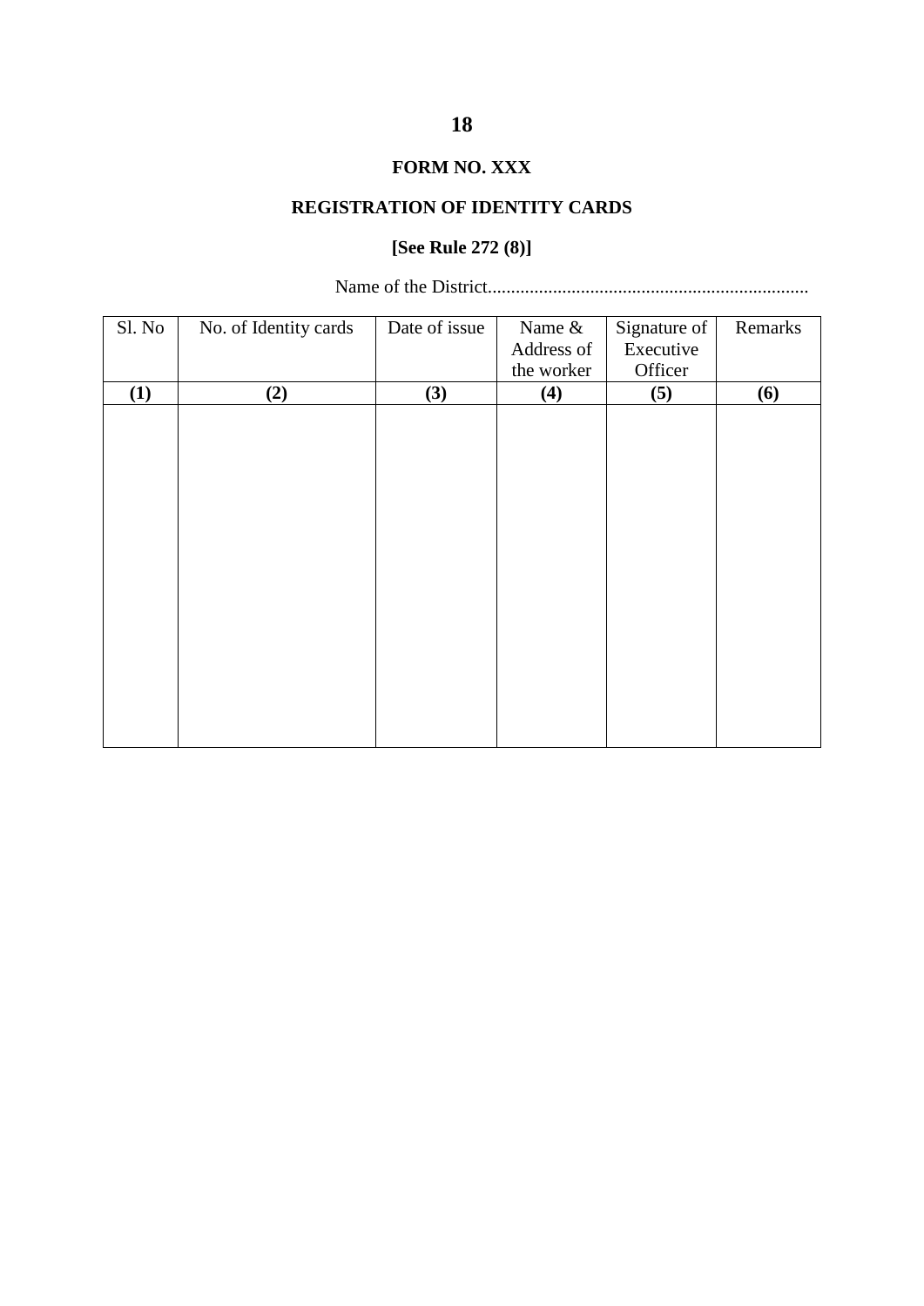**FORM NO. XXX**

**REGISTRATION OF IDENTITY CARDS**

**[See Rule 272 (8)]**

Name of the District......................................................................

| Sl. No | No. of Identity cards | Date of issue | Name & Address of the worker | Signature of Executive Officer | Remarks |
|---|---|---|---|---|---|
| **(1)** | **(2)** | **(3)** | **(4)** | **(5)** | **(6)** |
| | | | | | |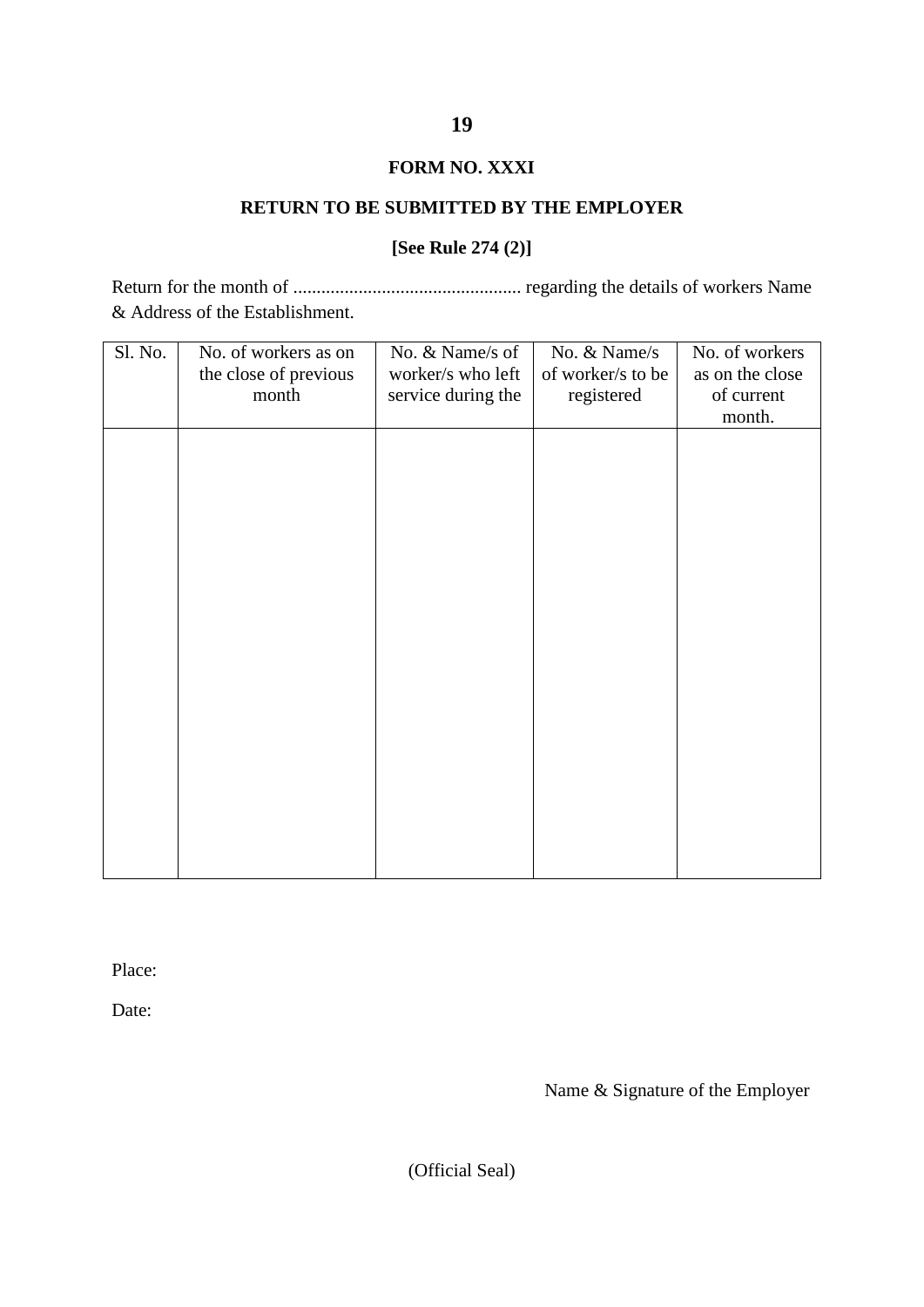## FORM NO. XXXI

## RETURN TO BE SUBMITTED BY THE EMPLOYER

**[See Rule 274 (2)]**

Return for the month of ................................................ regarding the details of workers Name & Address of the Establishment.

| Sl. No. | No. of workers as on the close of previous month | No. & Name/s of worker/s who left service during the | No. & Name/s of worker/s to be registered | No. of workers as on the close of current month. |
|---|---|---|---|---|
| | | | | |

Place:

Date:

Name & Signature of the Employer

(Official Seal)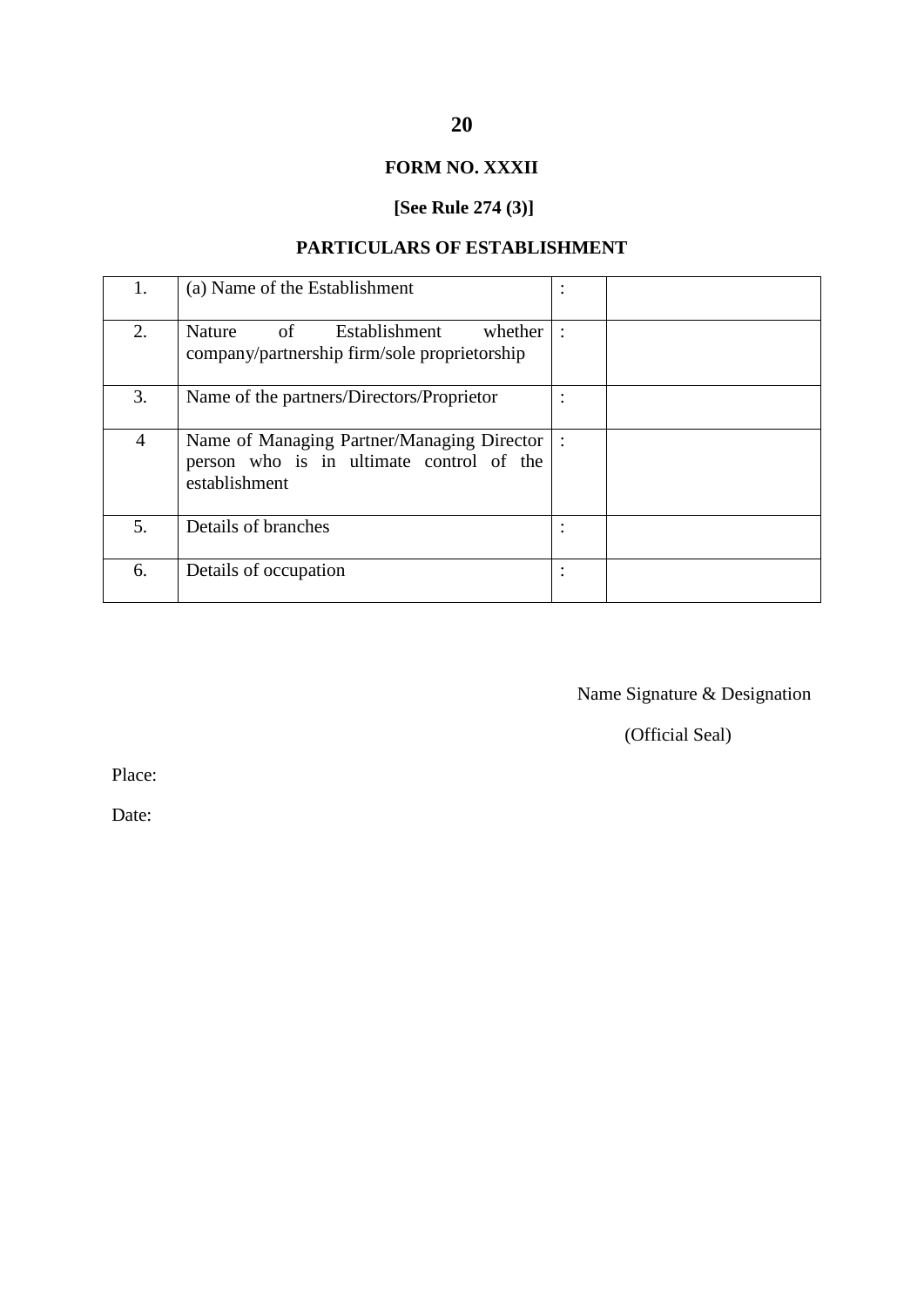## FORM NO. XXXII

**[See Rule 274 (3)]**

**PARTICULARS OF ESTABLISHMENT**

| | | | |
|---|---|---|---|
| 1. | (a) Name of the Establishment | : | |
| 2. | Nature of Establishment whether company/partnership firm/sole proprietorship | : | |
| 3. | Name of the partners/Directors/Proprietor | : | |
| 4 | Name of Managing Partner/Managing Director person who is in ultimate control of the establishment | : | |
| 5. | Details of branches | : | |
| 6. | Details of occupation | : | |

Name Signature & Designation

(Official Seal)

Place:

Date: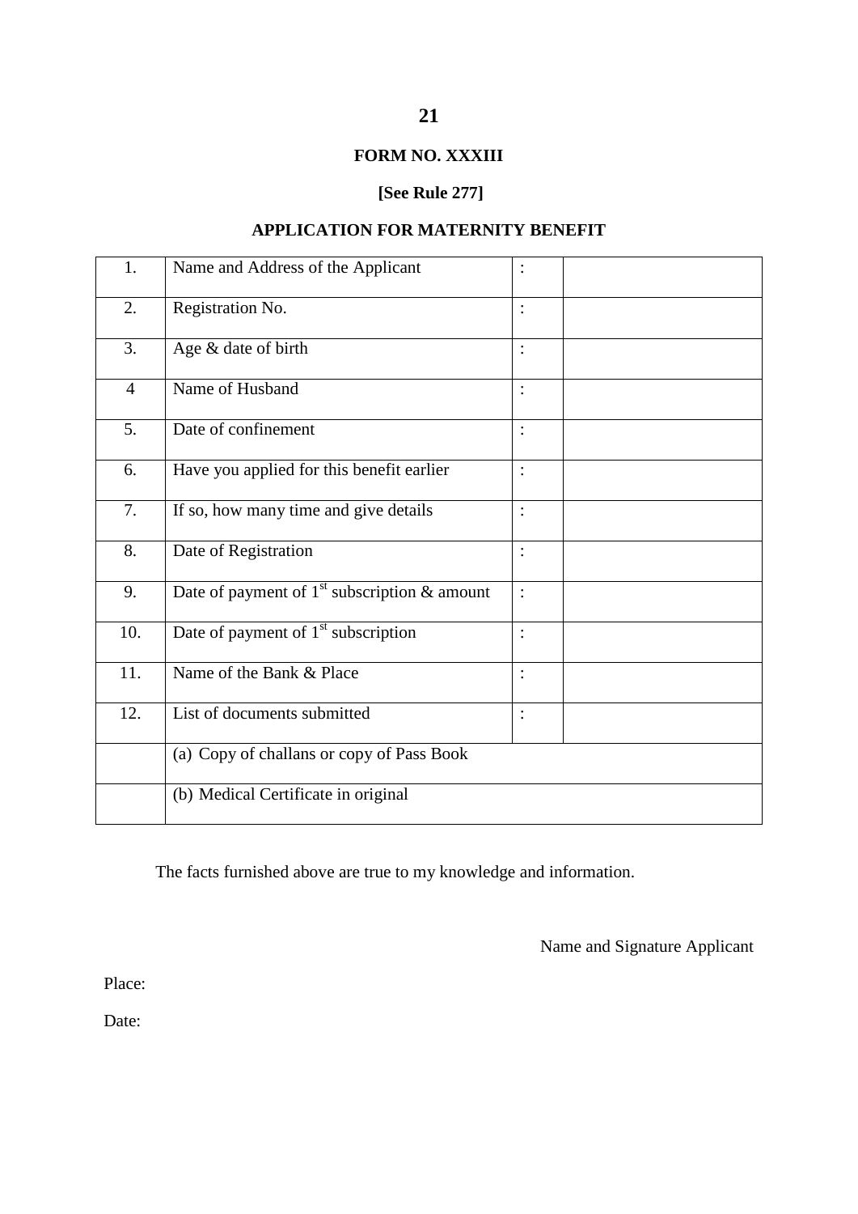**FORM NO. XXXIII**

**[See Rule 277]**

**APPLICATION FOR MATERNITY BENEFIT**

| | | | |
|---|---|---|---|
| 1. | Name and Address of the Applicant | : | |
| 2. | Registration No. | : | |
| 3. | Age & date of birth | : | |
| 4 | Name of Husband | : | |
| 5. | Date of confinement | : | |
| 6. | Have you applied for this benefit earlier | : | |
| 7. | If so, how many time and give details | : | |
| 8. | Date of Registration | : | |
| 9. | Date of payment of 1st subscription & amount | : | |
| 10. | Date of payment of 1st subscription | : | |
| 11. | Name of the Bank & Place | : | |
| 12. | List of documents submitted | : | |
| | (a) Copy of challans or copy of Pass Book | | |
| | (b) Medical Certificate in original | | |

The facts furnished above are true to my knowledge and information.

Name and Signature Applicant

Place:

Date: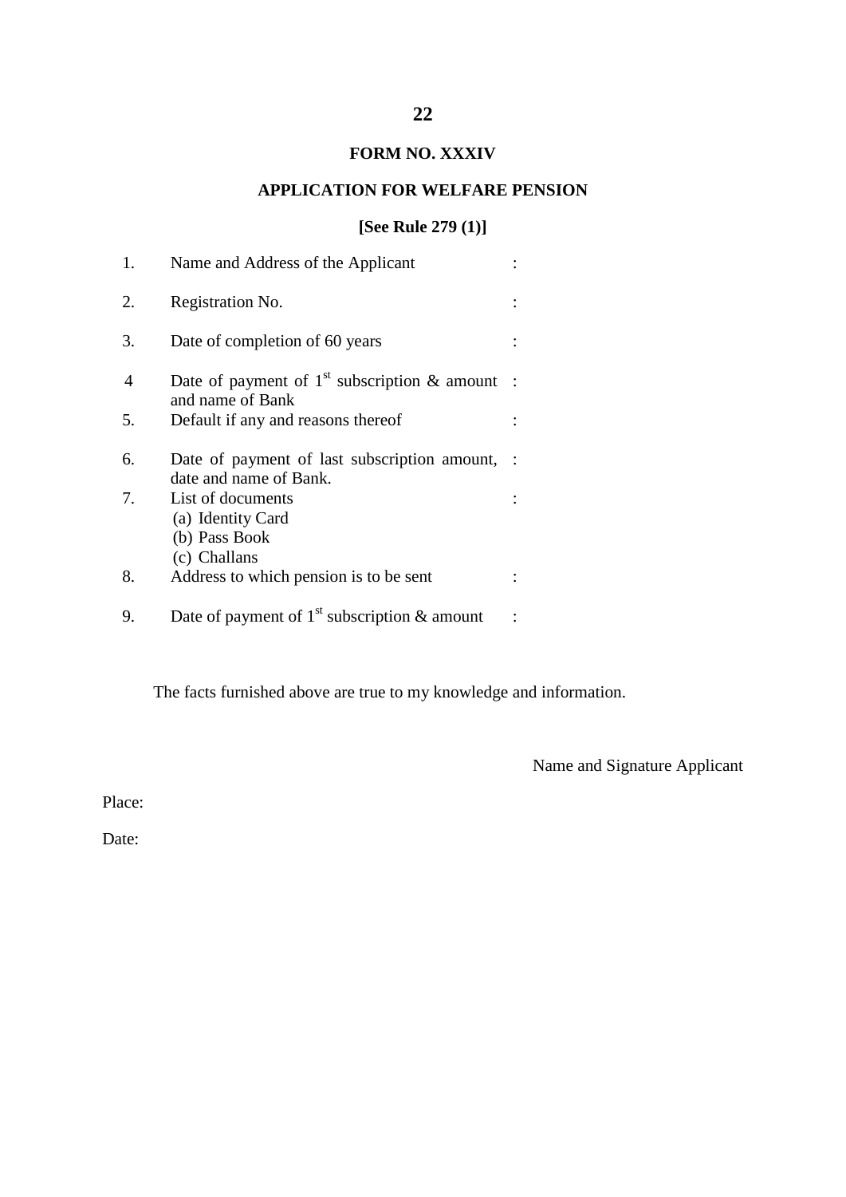# FORM NO. XXXIV

## APPLICATION FOR WELFARE PENSION

**[See Rule 279 (1)]**

| | | |
|---|---|---|
| 1. | Name and Address of the Applicant | : |
| 2. | Registration No. | : |
| 3. | Date of completion of 60 years | : |
| 4 | Date of payment of 1st subscription & amount and name of Bank | : |
| 5. | Default if any and reasons thereof | : |
| 6. | Date of payment of last subscription amount, date and name of Bank. | : |
| 7. | List of documents<br>(a) Identity Card<br>(b) Pass Book<br>(c) Challans | : |
| 8. | Address to which pension is to be sent | : |
| 9. | Date of payment of 1st subscription & amount | : |

The facts furnished above are true to my knowledge and information.

Name and Signature Applicant

Place:

Date: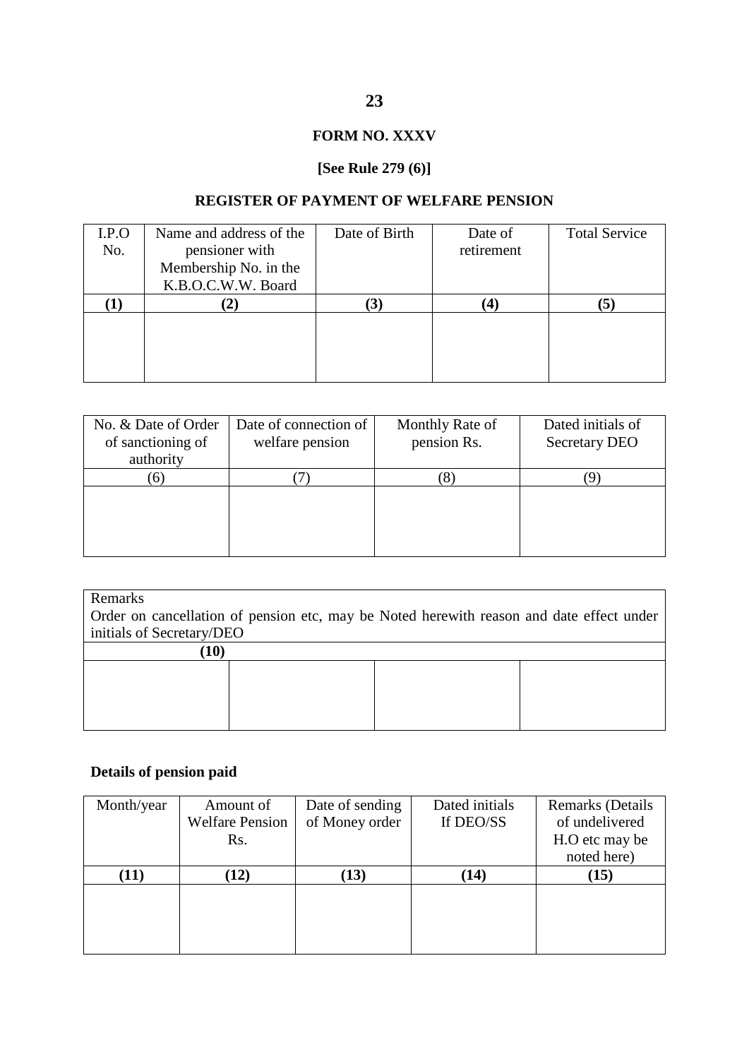## FORM NO. XXXV

**[See Rule 279 (6)]**

## REGISTER OF PAYMENT OF WELFARE PENSION

| I.P.O No. | Name and address of the pensioner with Membership No. in the K.B.O.C.W.W. Board | Date of Birth | Date of retirement | Total Service |
|---|---|---|---|---|
| **(1)** | **(2)** | **(3)** | **(4)** | **(5)** |
| | | | | |

| No. & Date of Order of sanctioning of authority | Date of connection of welfare pension | Monthly Rate of pension Rs. | Dated initials of Secretary DEO |
|---|---|---|---|
| (6) | (7) | (8) | (9) |
| | | | |

| Remarks<br>Order on cancellation of pension etc, may be Noted herewith reason and date effect under initials of Secretary/DEO | | | |
|---|---|---|---|
| **(10)** | | | |
| | | | |

**Details of pension paid**

| Month/year | Amount of Welfare Pension Rs. | Date of sending of Money order | Dated initials If DEO/SS | Remarks (Details of undelivered H.O etc may be noted here) |
|---|---|---|---|---|
| **(11)** | **(12)** | **(13)** | **(14)** | **(15)** |
| | | | | |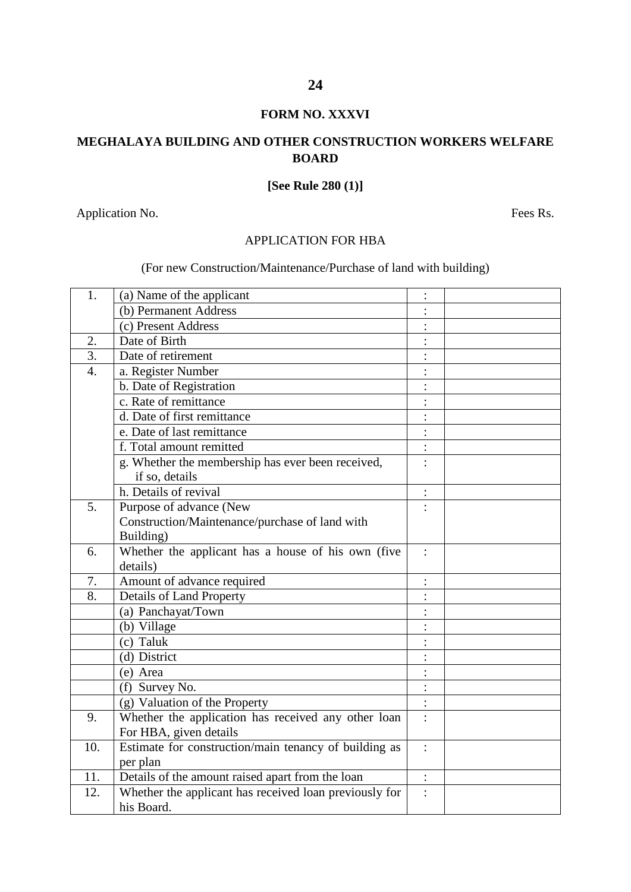**FORM NO. XXXVI**

**MEGHALAYA BUILDING AND OTHER CONSTRUCTION WORKERS WELFARE BOARD**

**[See Rule 280 (1)]**

Application No. Fees Rs.

APPLICATION FOR HBA

(For new Construction/Maintenance/Purchase of land with building)

| | | | |
|---|---|---|---|
| 1. | (a) Name of the applicant | : | |
| | (b) Permanent Address | : | |
| | (c) Present Address | : | |
| 2. | Date of Birth | : | |
| 3. | Date of retirement | : | |
| 4. | a. Register Number | : | |
| | b. Date of Registration | : | |
| | c. Rate of remittance | : | |
| | d. Date of first remittance | : | |
| | e. Date of last remittance | : | |
| | f. Total amount remitted | : | |
| | g. Whether the membership has ever been received, if so, details | : | |
| | h. Details of revival | : | |
| 5. | Purpose of advance (New Construction/Maintenance/purchase of land with Building) | : | |
| 6. | Whether the applicant has a house of his own (five details) | : | |
| 7. | Amount of advance required | : | |
| 8. | Details of Land Property | : | |
| | (a) Panchayat/Town | : | |
| | (b) Village | : | |
| | (c) Taluk | : | |
| | (d) District | : | |
| | (e) Area | : | |
| | (f) Survey No. | : | |
| | (g) Valuation of the Property | : | |
| 9. | Whether the application has received any other loan For HBA, given details | : | |
| 10. | Estimate for construction/main tenancy of building as per plan | : | |
| 11. | Details of the amount raised apart from the loan | : | |
| 12. | Whether the applicant has received loan previously for his Board. | : | |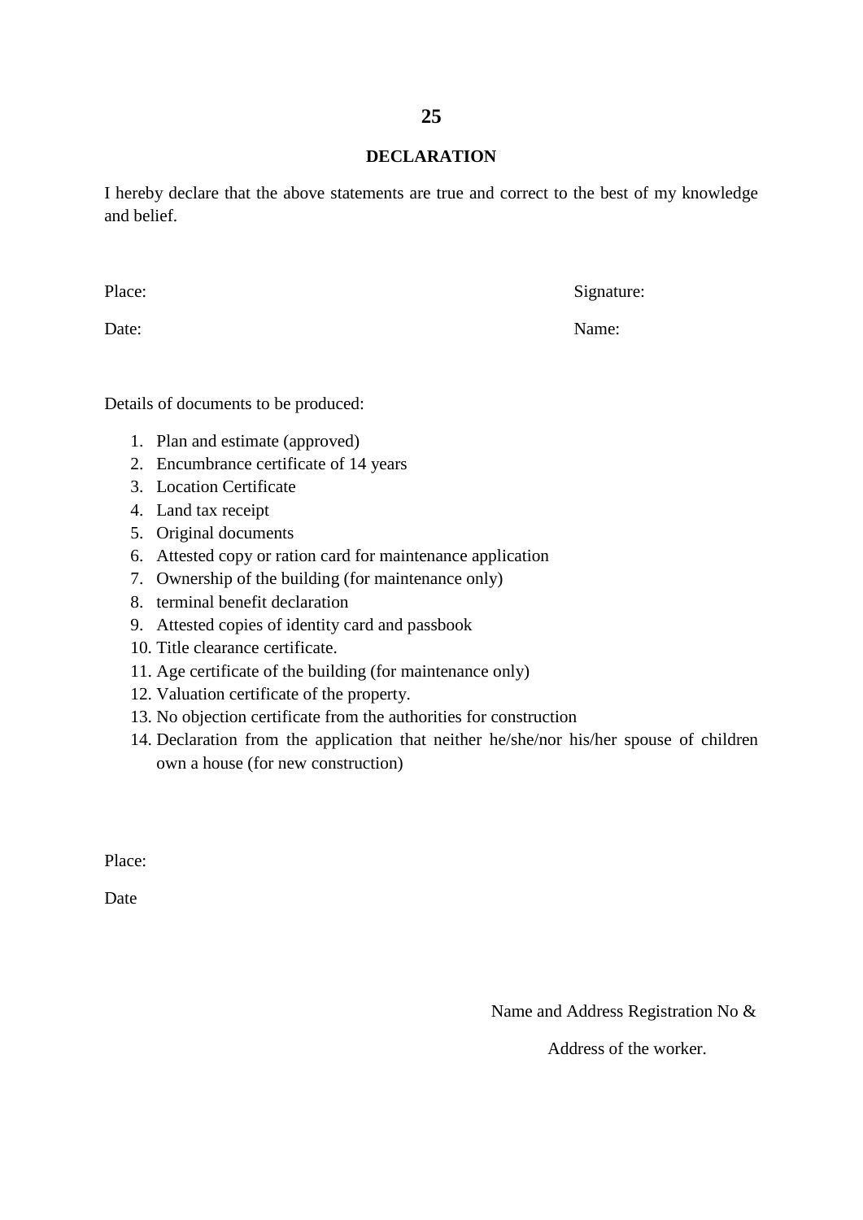## DECLARATION

I hereby declare that the above statements are true and correct to the best of my knowledge and belief.

Place: Signature:

Date: Name:

Details of documents to be produced:

1. Plan and estimate (approved)
2. Encumbrance certificate of 14 years
3. Location Certificate
4. Land tax receipt
5. Original documents
6. Attested copy or ration card for maintenance application
7. Ownership of the building (for maintenance only)
8. terminal benefit declaration
9. Attested copies of identity card and passbook
10. Title clearance certificate.
11. Age certificate of the building (for maintenance only)
12. Valuation certificate of the property.
13. No objection certificate from the authorities for construction
14. Declaration from the application that neither he/she/nor his/her spouse of children own a house (for new construction)

Place:

Date

Name and Address Registration No &

Address of the worker.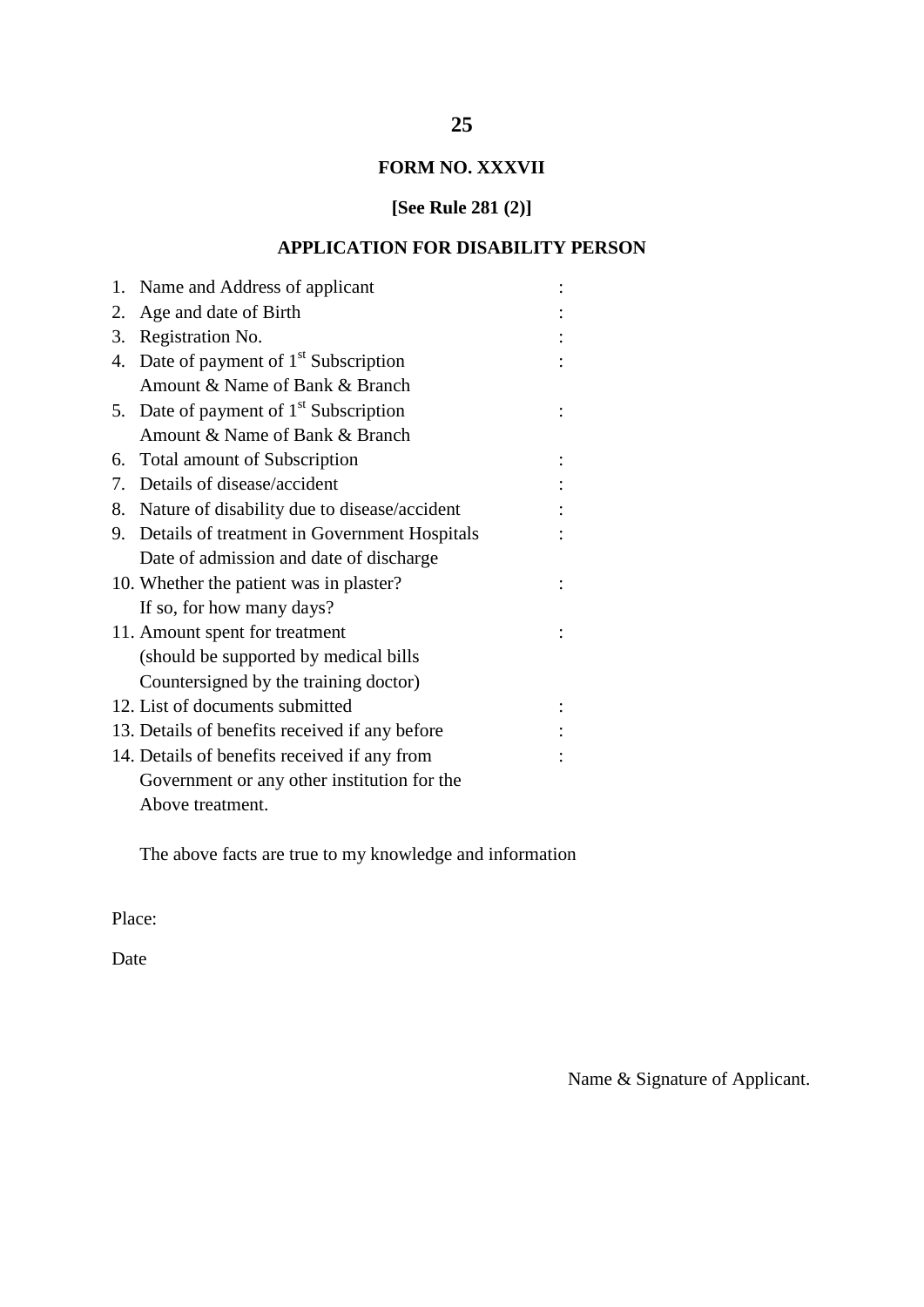## FORM NO. XXXVII

**[See Rule 281 (2)]**

## APPLICATION FOR DISABILITY PERSON

1. Name and Address of applicant :
2. Age and date of Birth :
3. Registration No. :
4. Date of payment of 1st Subscription :
   Amount & Name of Bank & Branch
5. Date of payment of 1st Subscription :
   Amount & Name of Bank & Branch
6. Total amount of Subscription :
7. Details of disease/accident :
8. Nature of disability due to disease/accident :
9. Details of treatment in Government Hospitals :
   Date of admission and date of discharge
10. Whether the patient was in plaster? :
    If so, for how many days?
11. Amount spent for treatment :
    (should be supported by medical bills
    Countersigned by the training doctor)
12. List of documents submitted :
13. Details of benefits received if any before :
14. Details of benefits received if any from :
    Government or any other institution for the
    Above treatment.

The above facts are true to my knowledge and information

Place:

Date

Name & Signature of Applicant.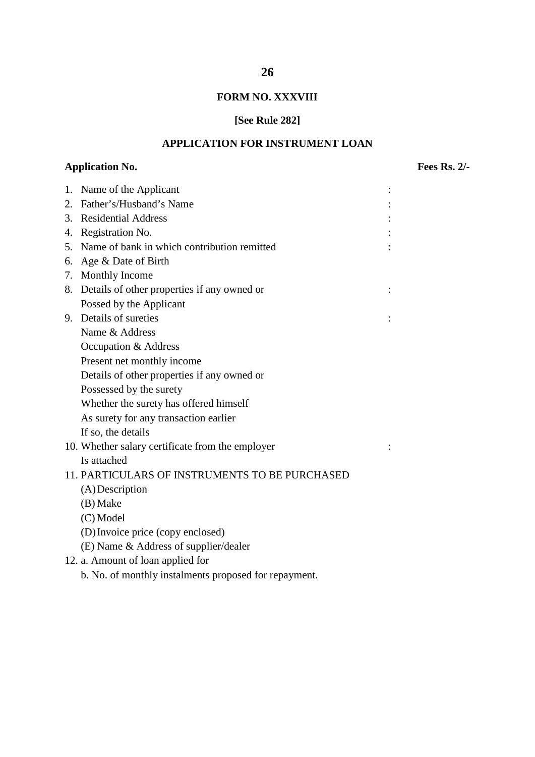**FORM NO. XXXVIII**

**[See Rule 282]**

**APPLICATION FOR INSTRUMENT LOAN**

**Application No.** **Fees Rs. 2/-**

1. Name of the Applicant :
2. Father's/Husband's Name :
3. Residential Address :
4. Registration No. :
5. Name of bank in which contribution remitted :
6. Age & Date of Birth
7. Monthly Income
8. Details of other properties if any owned or Possed by the Applicant :
9. Details of sureties :
   Name & Address
   Occupation & Address
   Present net monthly income
   Details of other properties if any owned or
   Possessed by the surety
   Whether the surety has offered himself
   As surety for any transaction earlier
   If so, the details
10. Whether salary certificate from the employer Is attached :
11. PARTICULARS OF INSTRUMENTS TO BE PURCHASED
    (A) Description
    (B) Make
    (C) Model
    (D) Invoice price (copy enclosed)
    (E) Name & Address of supplier/dealer
12. a. Amount of loan applied for
    b. No. of monthly instalments proposed for repayment.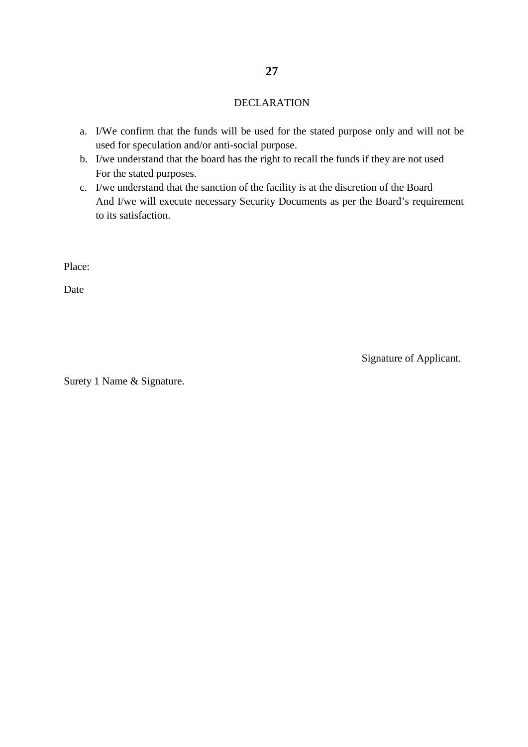## DECLARATION

a. I/We confirm that the funds will be used for the stated purpose only and will not be used for speculation and/or anti-social purpose.
b. I/we understand that the board has the right to recall the funds if they are not used For the stated purposes.
c. I/we understand that the sanction of the facility is at the discretion of the Board And I/we will execute necessary Security Documents as per the Board's requirement to its satisfaction.

Place:

Date

Signature of Applicant.

Surety 1 Name & Signature.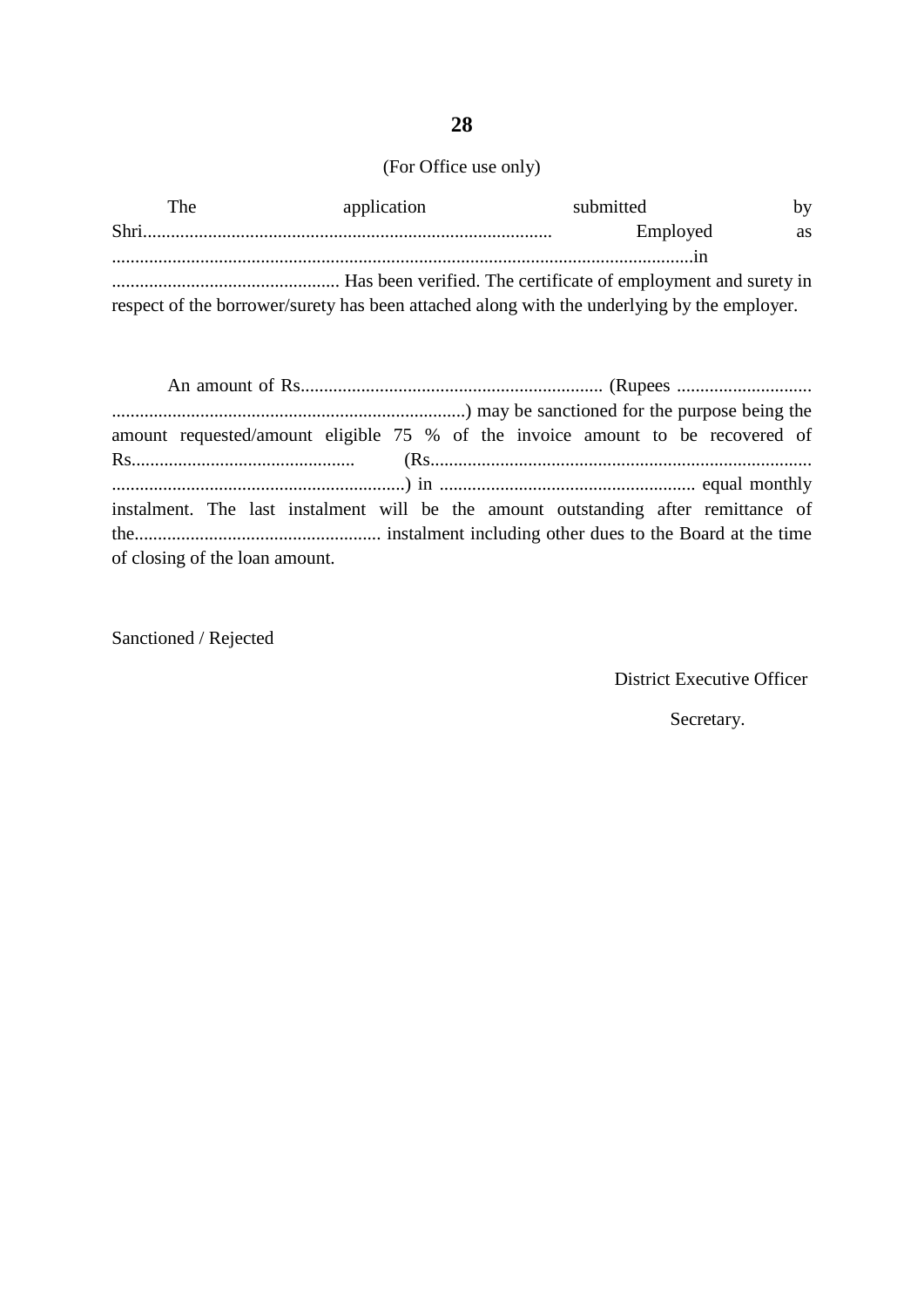**28**

(For Office use only)

The application submitted by Shri........................................................................................ Employed as .............................................................................................................................in ................................................. Has been verified. The certificate of employment and surety in respect of the borrower/surety has been attached along with the underlying by the employer.

An amount of Rs................................................................. (Rupees ............................. ............................................................................) may be sanctioned for the purpose being the amount requested/amount eligible 75 % of the invoice amount to be recovered of Rs................................................ (Rs................................................................................. ...............................................................) in ....................................................... equal monthly instalment. The last instalment will be the amount outstanding after remittance of the..................................................... instalment including other dues to the Board at the time of closing of the loan amount.

Sanctioned / Rejected

District Executive Officer

Secretary.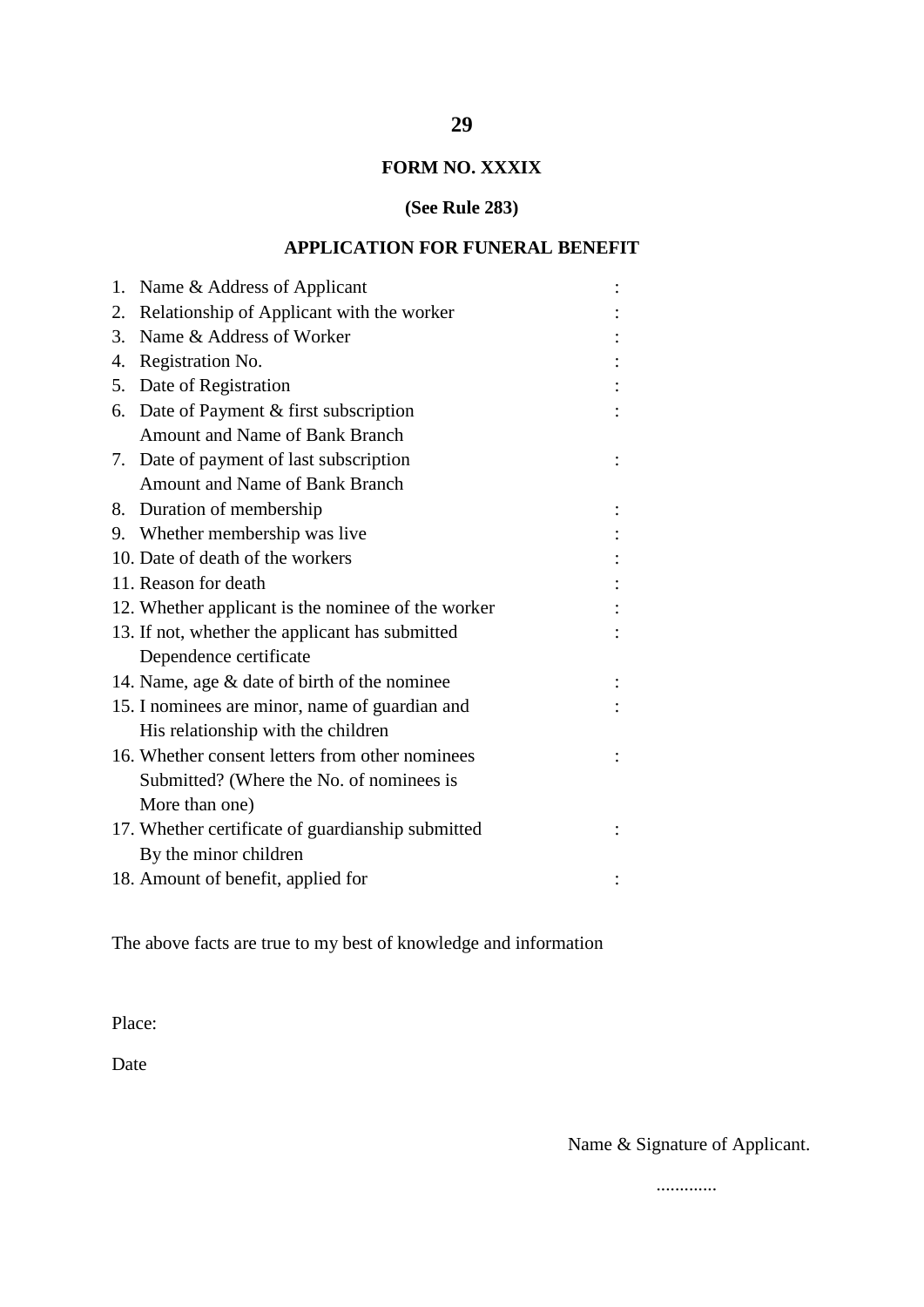**FORM NO. XXXIX**

**(See Rule 283)**

**APPLICATION FOR FUNERAL BENEFIT**

1. Name & Address of Applicant :
2. Relationship of Applicant with the worker :
3. Name & Address of Worker :
4. Registration No. :
5. Date of Registration :
6. Date of Payment & first subscription Amount and Name of Bank Branch :
7. Date of payment of last subscription Amount and Name of Bank Branch :
8. Duration of membership :
9. Whether membership was live :
10. Date of death of the workers :
11. Reason for death :
12. Whether applicant is the nominee of the worker :
13. If not, whether the applicant has submitted Dependence certificate :
14. Name, age & date of birth of the nominee :
15. I nominees are minor, name of guardian and His relationship with the children :
16. Whether consent letters from other nominees Submitted? (Where the No. of nominees is More than one) :
17. Whether certificate of guardianship submitted By the minor children :
18. Amount of benefit, applied for :

The above facts are true to my best of knowledge and information

Place:

Date

Name & Signature of Applicant.

.............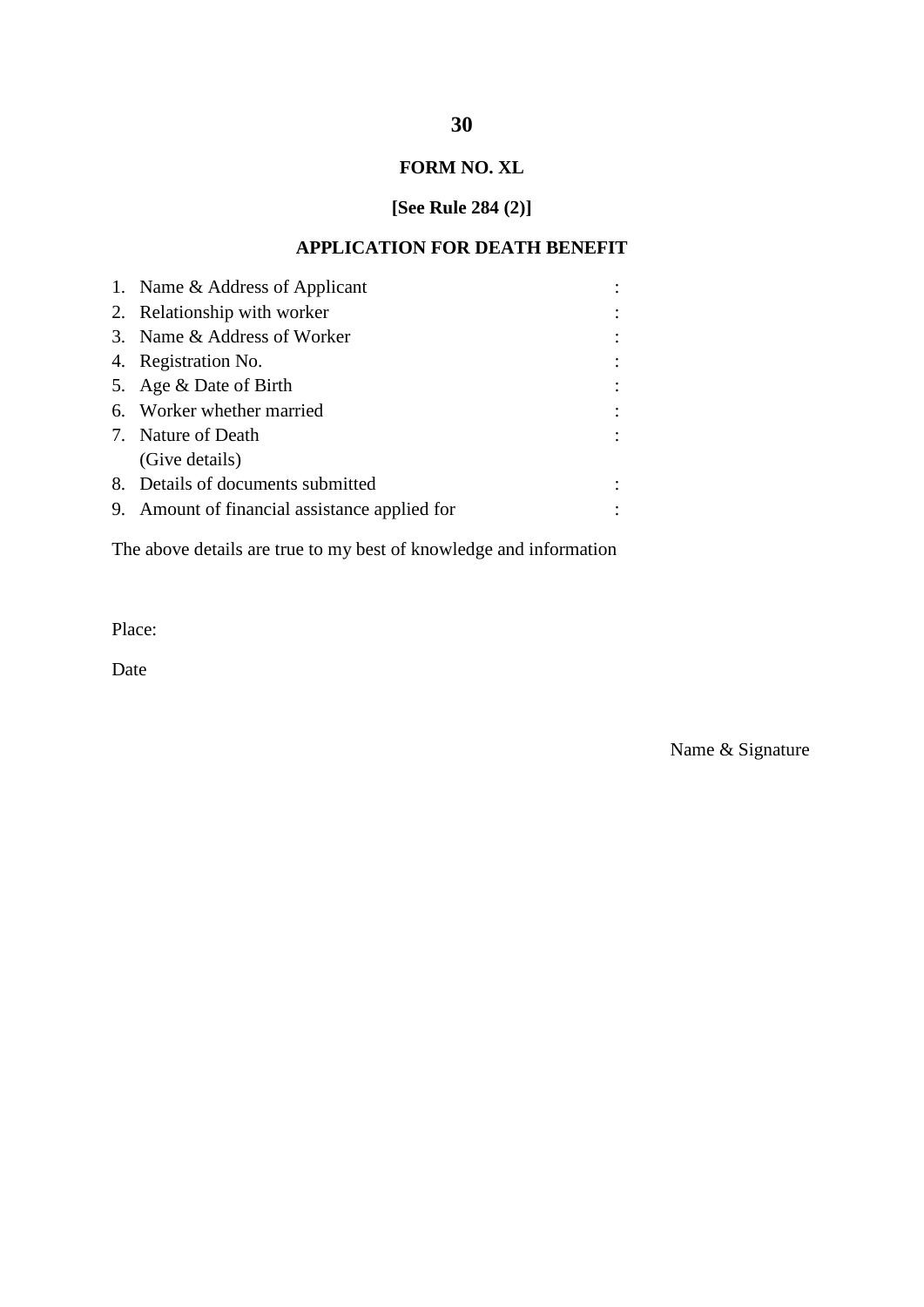**FORM NO. XL**

**[See Rule 284 (2)]**

**APPLICATION FOR DEATH BENEFIT**

1. Name & Address of Applicant :
2. Relationship with worker :
3. Name & Address of Worker :
4. Registration No. :
5. Age & Date of Birth :
6. Worker whether married :
7. Nature of Death :
   (Give details)
8. Details of documents submitted :
9. Amount of financial assistance applied for :

The above details are true to my best of knowledge and information

Place:

Date

Name & Signature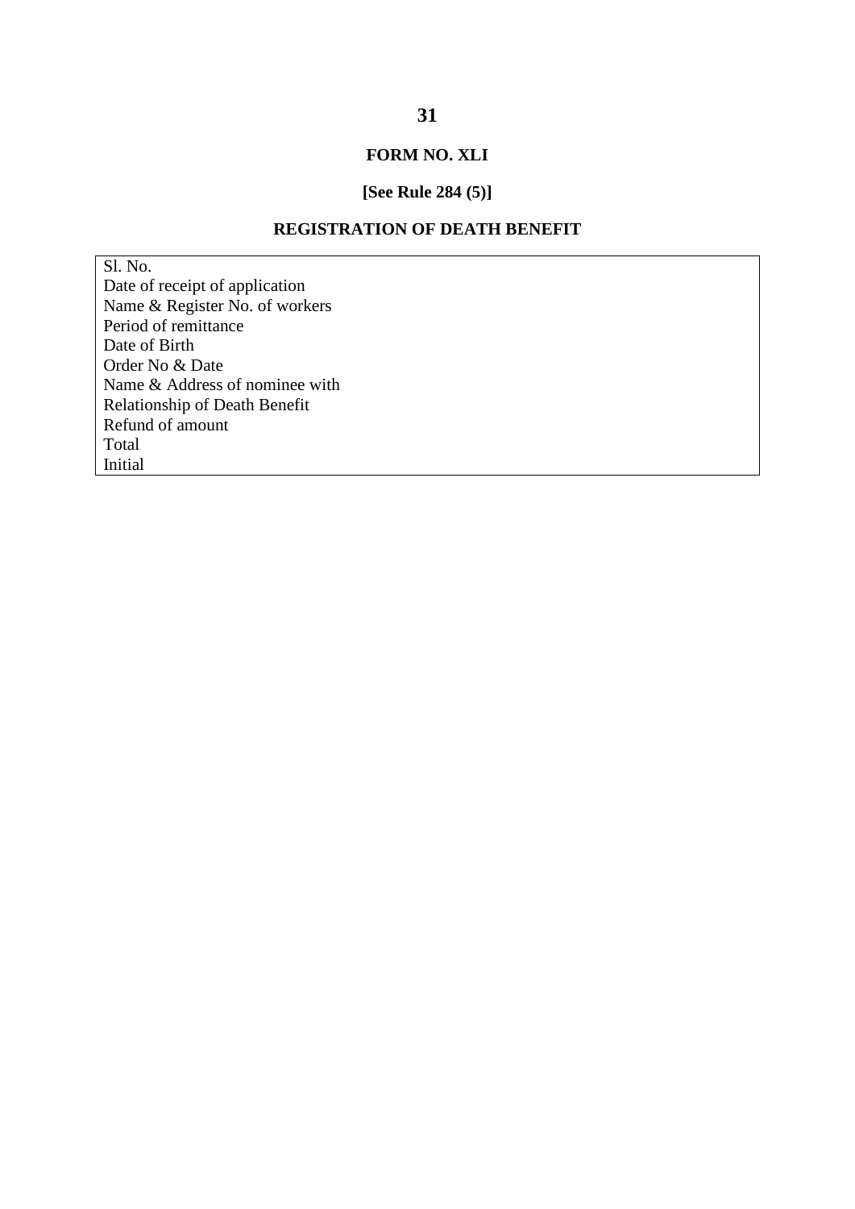## FORM NO. XLI

**[See Rule 284 (5)]**

### REGISTRATION OF DEATH BENEFIT

| Sl. No. |
|---|
| Date of receipt of application |
| Name & Register No. of workers |
| Period of remittance |
| Date of Birth |
| Order No & Date |
| Name & Address of nominee with |
| Relationship of Death Benefit |
| Refund of amount |
| Total |
| Initial |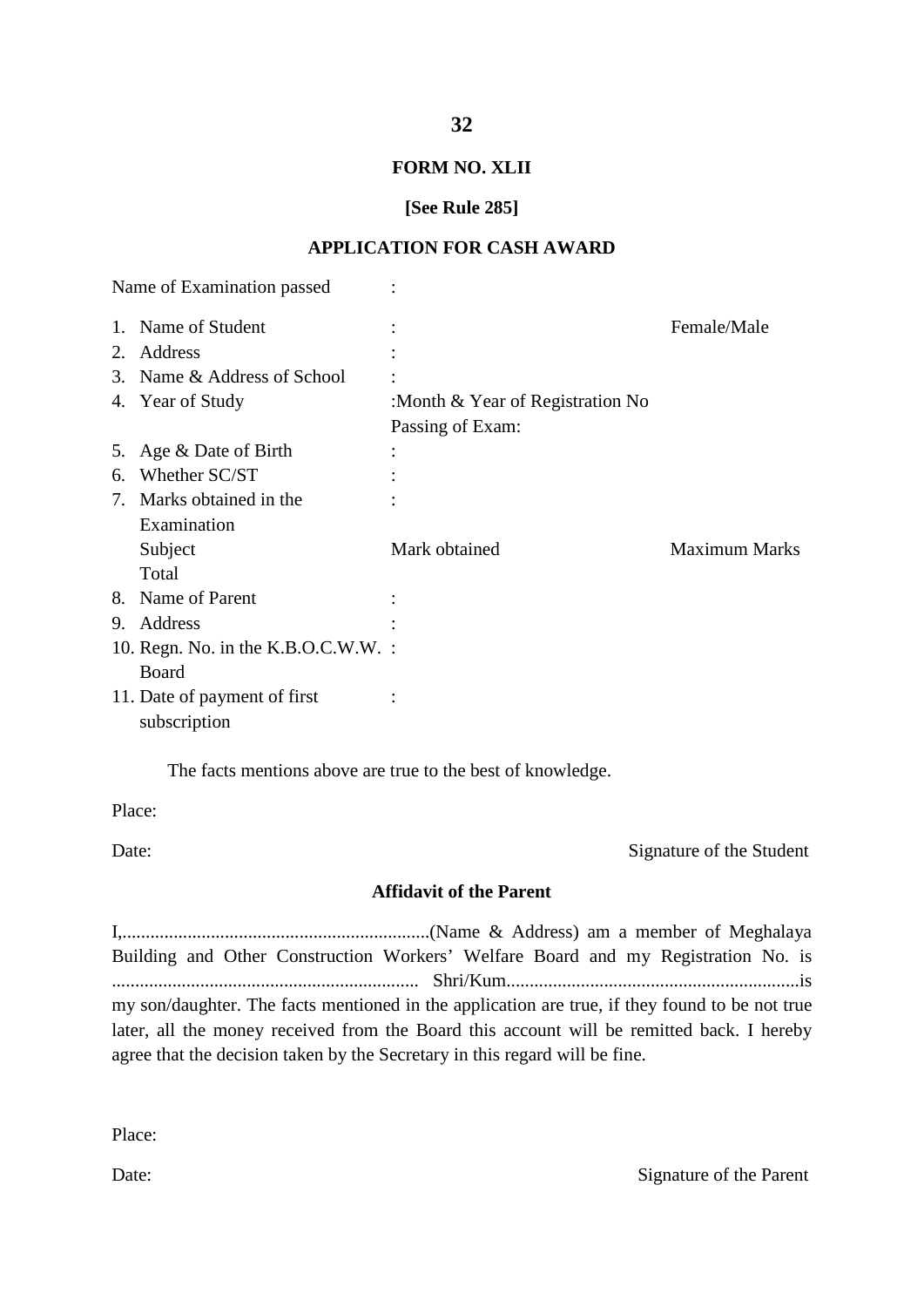**FORM NO. XLII**

**[See Rule 285]**

**APPLICATION FOR CASH AWARD**

Name of Examination passed :

1. Name of Student : Female/Male
2. Address :
3. Name & Address of School :
4. Year of Study :Month & Year of Registration No Passing of Exam:
5. Age & Date of Birth :
6. Whether SC/ST :
7. Marks obtained in the Examination :

| Subject | Mark obtained | Maximum Marks |
|---|---|---|
| Total | | |

8. Name of Parent :
9. Address :
10. Regn. No. in the K.B.O.C.W.W. Board :
11. Date of payment of first subscription :

The facts mentions above are true to the best of knowledge.

Place:

Date: Signature of the Student

**Affidavit of the Parent**

I,.................................................................(Name & Address) am a member of Meghalaya Building and Other Construction Workers' Welfare Board and my Registration No. is ................................................................. Shri/Kum..............................................................is my son/daughter. The facts mentioned in the application are true, if they found to be not true later, all the money received from the Board this account will be remitted back. I hereby agree that the decision taken by the Secretary in this regard will be fine.

Place:

Date: Signature of the Parent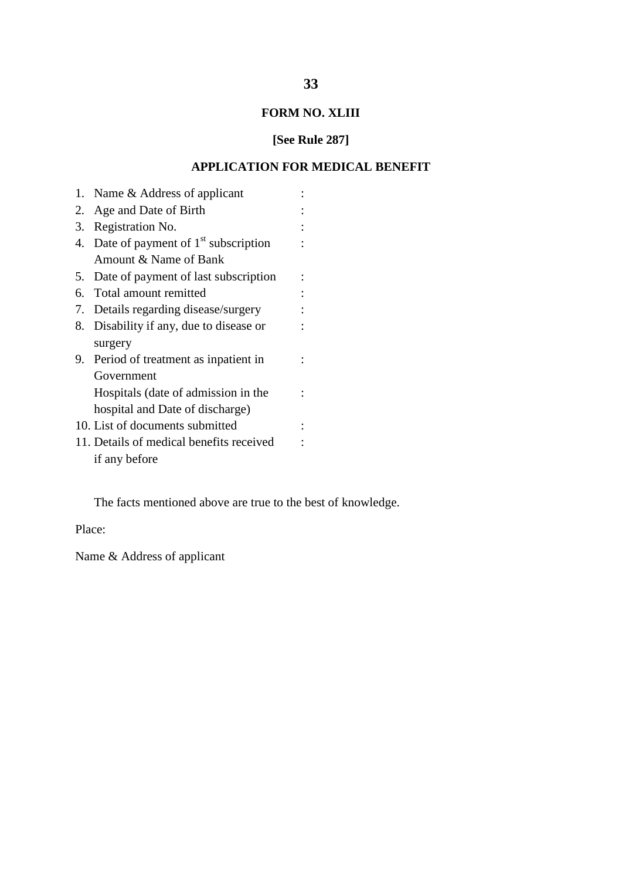**FORM NO. XLIII**

**[See Rule 287]**

**APPLICATION FOR MEDICAL BENEFIT**

1. Name & Address of applicant :
2. Age and Date of Birth :
3. Registration No. :
4. Date of payment of 1st subscription Amount & Name of Bank :
5. Date of payment of last subscription :
6. Total amount remitted :
7. Details regarding disease/surgery :
8. Disability if any, due to disease or surgery :
9. Period of treatment as inpatient in Government :
   Hospitals (date of admission in the hospital and Date of discharge) :
10. List of documents submitted :
11. Details of medical benefits received if any before :

The facts mentioned above are true to the best of knowledge.

Place:

Name & Address of applicant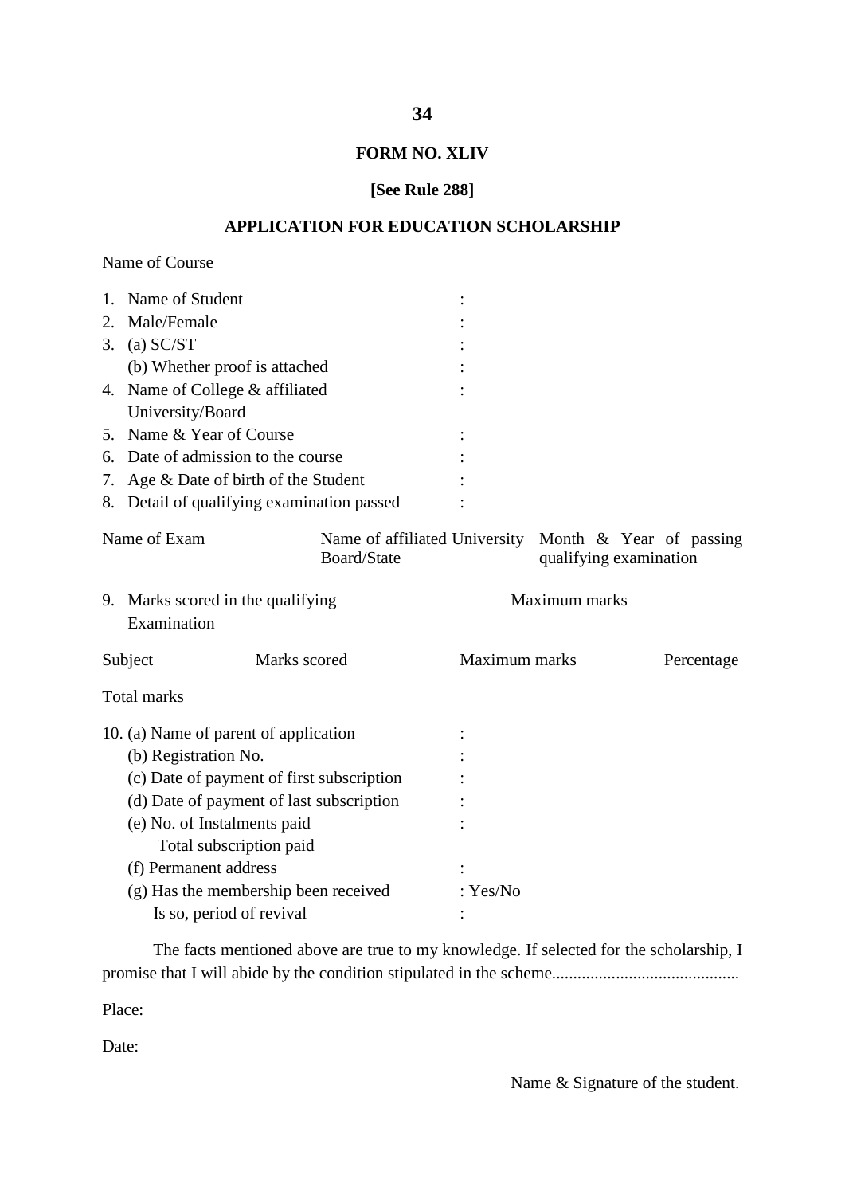**FORM NO. XLIV**

**[See Rule 288]**

**APPLICATION FOR EDUCATION SCHOLARSHIP**

Name of Course

1. Name of Student :
2. Male/Female :
3. (a) SC/ST :
   (b) Whether proof is attached :
4. Name of College & affiliated University/Board :
5. Name & Year of Course :
6. Date of admission to the course :
7. Age & Date of birth of the Student :
8. Detail of qualifying examination passed :

| Name of Exam | Name of affiliated University Board/State | Month & Year of passing qualifying examination |
|---|---|---|

9. Marks scored in the qualifying Examination          Maximum marks

| Subject | Marks scored | Maximum marks | Percentage |
|---|---|---|---|

Total marks

10. (a) Name of parent of application :
    (b) Registration No. :
    (c) Date of payment of first subscription :
    (d) Date of payment of last subscription :
    (e) No. of Instalments paid :
        Total subscription paid
    (f) Permanent address :
    (g) Has the membership been received : Yes/No
        Is so, period of revival :

The facts mentioned above are true to my knowledge. If selected for the scholarship, I promise that I will abide by the condition stipulated in the scheme...........................................

Place:

Date:

Name & Signature of the student.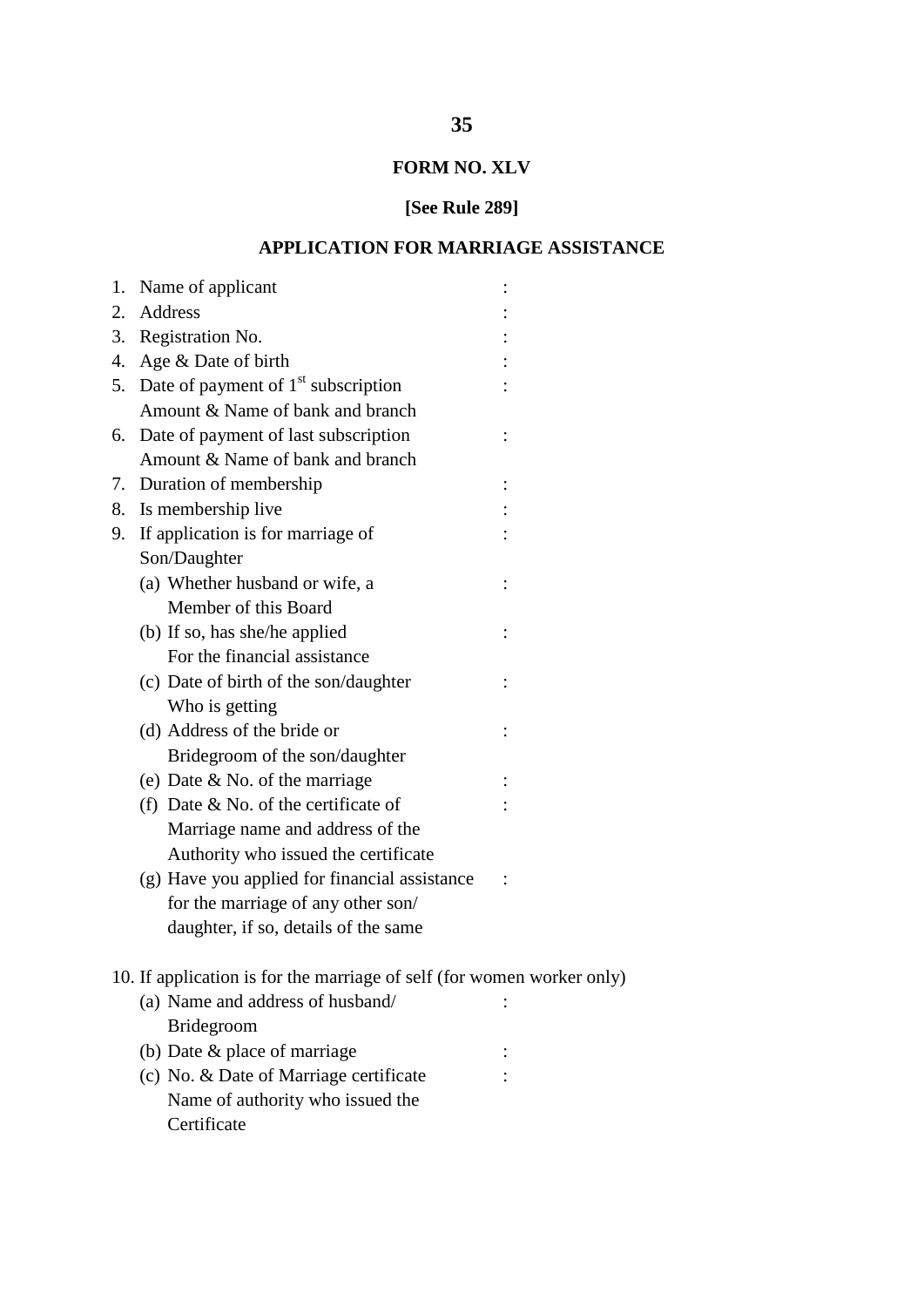**FORM NO. XLV**

**[See Rule 289]**

**APPLICATION FOR MARRIAGE ASSISTANCE**

1. Name of applicant :
2. Address :
3. Registration No. :
4. Age & Date of birth :
5. Date of payment of 1st subscription Amount & Name of bank and branch :
6. Date of payment of last subscription Amount & Name of bank and branch :
7. Duration of membership :
8. Is membership live :
9. If application is for marriage of Son/Daughter :
   - (a) Whether husband or wife, a Member of this Board :
   - (b) If so, has she/he applied For the financial assistance :
   - (c) Date of birth of the son/daughter Who is getting :
   - (d) Address of the bride or Bridegroom of the son/daughter :
   - (e) Date & No. of the marriage :
   - (f) Date & No. of the certificate of Marriage name and address of the Authority who issued the certificate :
   - (g) Have you applied for financial assistance for the marriage of any other son/ daughter, if so, details of the same :

10. If application is for the marriage of self (for women worker only)
    - (a) Name and address of husband/ Bridegroom :
    - (b) Date & place of marriage :
    - (c) No. & Date of Marriage certificate Name of authority who issued the Certificate :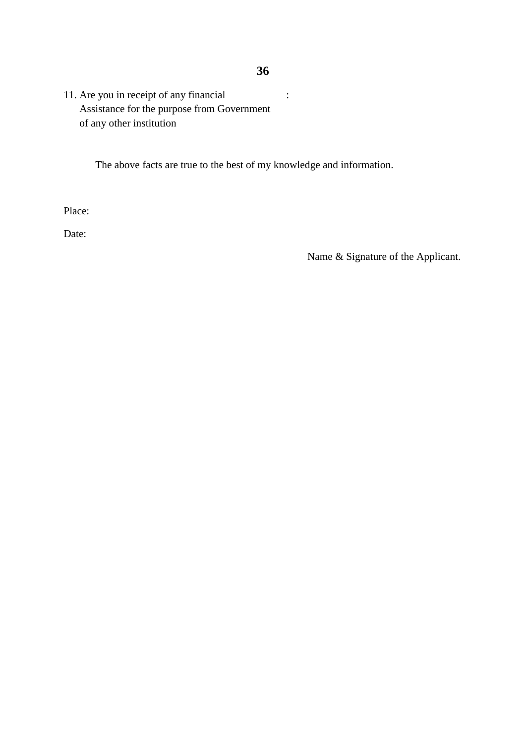11. Are you in receipt of any financial Assistance for the purpose from Government of any other institution :

The above facts are true to the best of my knowledge and information.

Place:

Date:

Name & Signature of the Applicant.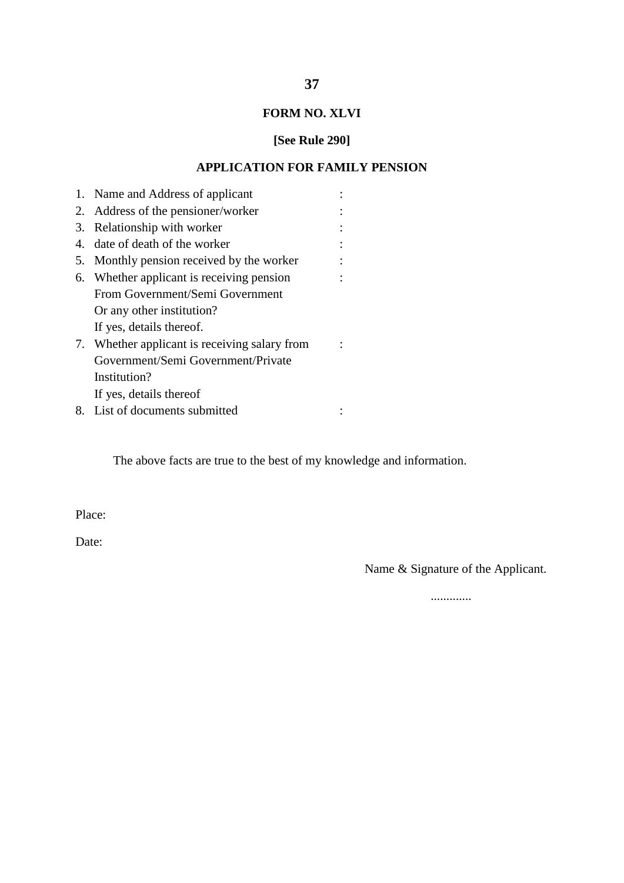**FORM NO. XLVI**

**[See Rule 290]**

**APPLICATION FOR FAMILY PENSION**

1. Name and Address of applicant :
2. Address of the pensioner/worker :
3. Relationship with worker :
4. date of death of the worker :
5. Monthly pension received by the worker :
6. Whether applicant is receiving pension From Government/Semi Government Or any other institution? If yes, details thereof. :
7. Whether applicant is receiving salary from Government/Semi Government/Private Institution? If yes, details thereof :
8. List of documents submitted :

The above facts are true to the best of my knowledge and information.

Place:

Date:

Name & Signature of the Applicant.

.............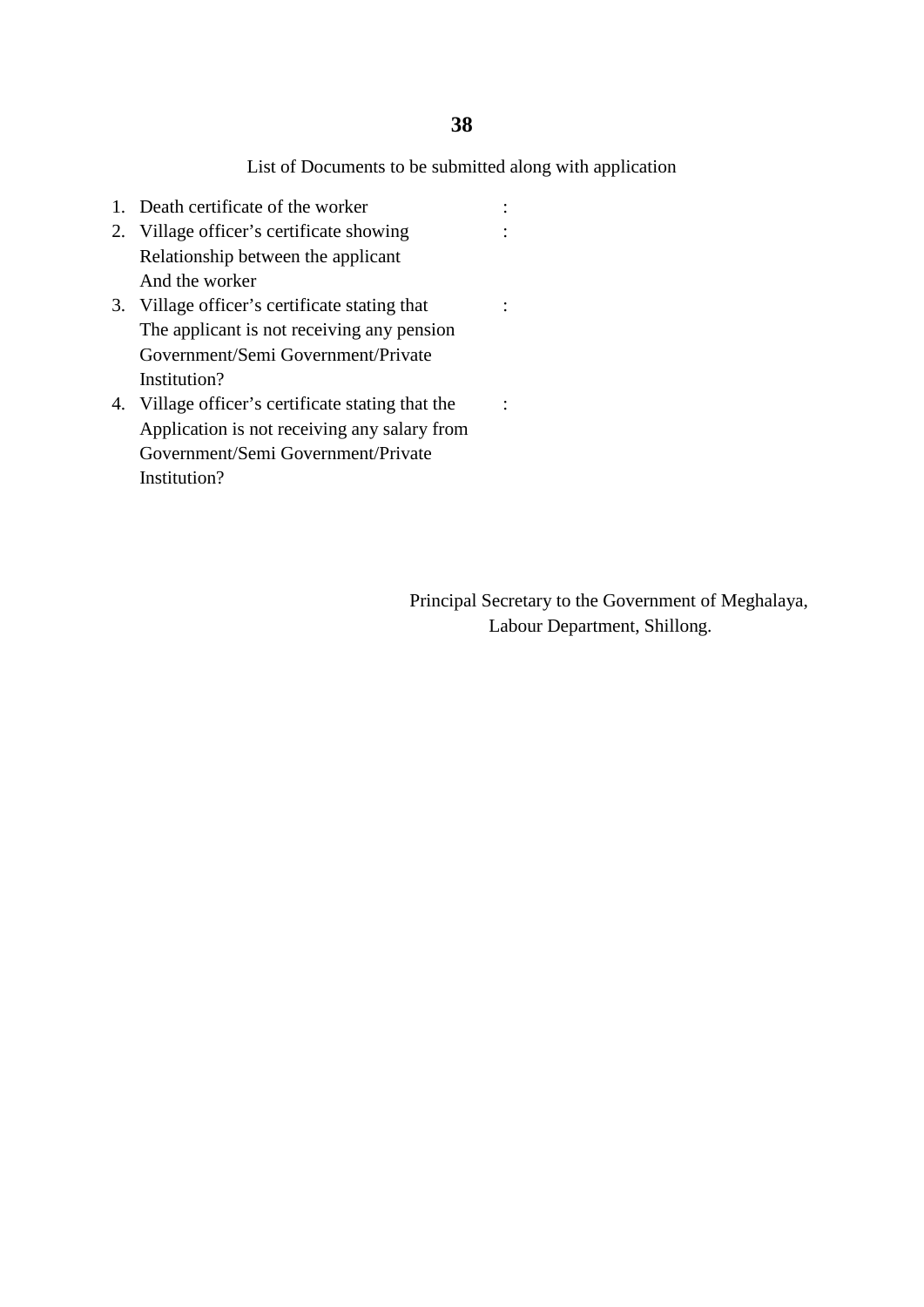List of Documents to be submitted along with application

1. Death certificate of the worker :
2. Village officer's certificate showing Relationship between the applicant And the worker :
3. Village officer's certificate stating that The applicant is not receiving any pension Government/Semi Government/Private Institution? :
4. Village officer's certificate stating that the Application is not receiving any salary from Government/Semi Government/Private Institution? :

Principal Secretary to the Government of Meghalaya,
Labour Department, Shillong.